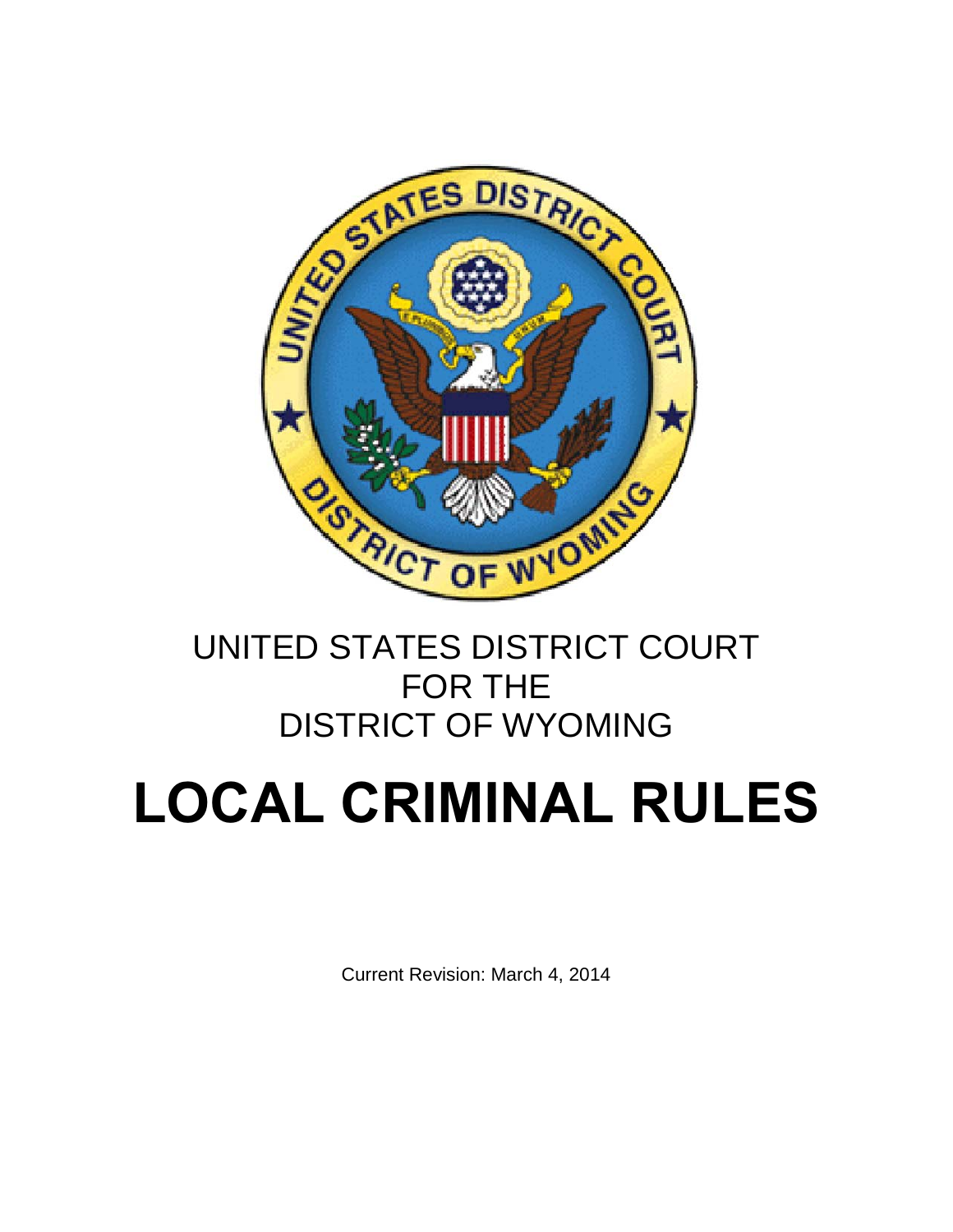UNITED STATES DISTRICT COURT
FOR THE
DISTRICT OF WYOMING

# LOCAL CRIMINAL RULES

Current Revision: March 4, 2014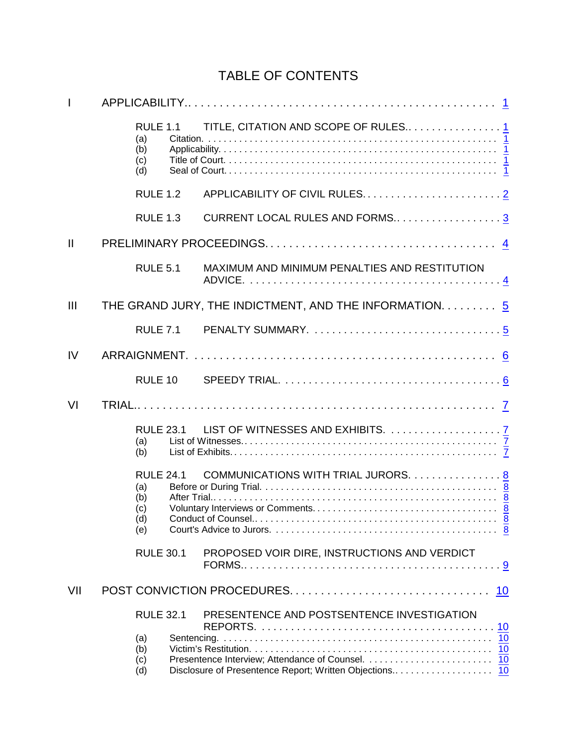# TABLE OF CONTENTS

I APPLICATION.. . . . . . . . . . . . . . . . . . . . . . . . . . . . . . . . . . . . . . . . . . . . . . . . . . 1

- RULE 1.1 TITLE, CITATION AND SCOPE OF RULES.. . . . . . . . . . . . . . . . . 1
  - (a) Citation. . . . . . . . . . . . . . . . . . . . . . . . . . . . . . . . . . . . . . . . . . . . . . . . . . . . 1
  - (b) Applicability. . . . . . . . . . . . . . . . . . . . . . . . . . . . . . . . . . . . . . . . . . . . . . . . . 1
  - (c) Title of Court. . . . . . . . . . . . . . . . . . . . . . . . . . . . . . . . . . . . . . . . . . . . . . . . 1
  - (d) Seal of Court. . . . . . . . . . . . . . . . . . . . . . . . . . . . . . . . . . . . . . . . . . . . . . . . 1
- RULE 1.2 APPLICABILITY OF CIVIL RULES.. . . . . . . . . . . . . . . . . . . . . . . . 2
- RULE 1.3 CURRENT LOCAL RULES AND FORMS.. . . . . . . . . . . . . . . . . . . 3

II PRELIMINARY PROCEEDINGS. . . . . . . . . . . . . . . . . . . . . . . . . . . . . . . . . . . . 4

- RULE 5.1 MAXIMUM AND MINIMUM PENALTIES AND RESTITUTION ADVICE. . . . . . . . . . . . . . . . . . . . . . . . . . . . . . . . . . . . . . . . . . . 4

III THE GRAND JURY, THE INDICTMENT, AND THE INFORMATION. . . . . . . . . 5

- RULE 7.1 PENALTY SUMMARY. . . . . . . . . . . . . . . . . . . . . . . . . . . . . . . . 5

IV ARRAIGNMENT. . . . . . . . . . . . . . . . . . . . . . . . . . . . . . . . . . . . . . . . . . . . . . . 6

- RULE 10 SPEEDY TRIAL. . . . . . . . . . . . . . . . . . . . . . . . . . . . . . . . . . . . . 6

VI TRIAL.. . . . . . . . . . . . . . . . . . . . . . . . . . . . . . . . . . . . . . . . . . . . . . . . . . . . . 7

- RULE 23.1 LIST OF WITNESSES AND EXHIBITS. . . . . . . . . . . . . . . . . . . 7
  - (a) List of Witnesses.. . . . . . . . . . . . . . . . . . . . . . . . . . . . . . . . . . . . . . . . . . . . . 7
  - (b) List of Exhibits.. . . . . . . . . . . . . . . . . . . . . . . . . . . . . . . . . . . . . . . . . . . . . . 7
- RULE 24.1 COMMUNICATIONS WITH TRIAL JURORS. . . . . . . . . . . . . . . . 8
  - (a) Before or During Trial. . . . . . . . . . . . . . . . . . . . . . . . . . . . . . . . . . . . . . . . . . . 8
  - (b) After Trial.. . . . . . . . . . . . . . . . . . . . . . . . . . . . . . . . . . . . . . . . . . . . . . . . . . . 8
  - (c) Voluntary Interviews or Comments. . . . . . . . . . . . . . . . . . . . . . . . . . . . . . . . . 8
  - (d) Conduct of Counsel.. . . . . . . . . . . . . . . . . . . . . . . . . . . . . . . . . . . . . . . . . . . . 8
  - (e) Court's Advice to Jurors. . . . . . . . . . . . . . . . . . . . . . . . . . . . . . . . . . . . . . . . . 8
- RULE 30.1 PROPOSED VOIR DIRE, INSTRUCTIONS AND VERDICT FORMS.. . . . . . . . . . . . . . . . . . . . . . . . . . . . . . . . . . . . . . . . . . . 9

VII POST CONVICTION PROCEDURES. . . . . . . . . . . . . . . . . . . . . . . . . . . . . . . . 10

- RULE 32.1 PRESENTENCE AND POSTSENTENCE INVESTIGATION REPORTS. . . . . . . . . . . . . . . . . . . . . . . . . . . . . . . . . . . . . . . . 10
  - (a) Sentencing. . . . . . . . . . . . . . . . . . . . . . . . . . . . . . . . . . . . . . . . . . . . . . . . . . 10
  - (b) Victim's Restitution. . . . . . . . . . . . . . . . . . . . . . . . . . . . . . . . . . . . . . . . . . . . 10
  - (c) Presentence Interview; Attendance of Counsel. . . . . . . . . . . . . . . . . . . . . . . 10
  - (d) Disclosure of Presentence Report; Written Objections.. . . . . . . . . . . . . . . . . 10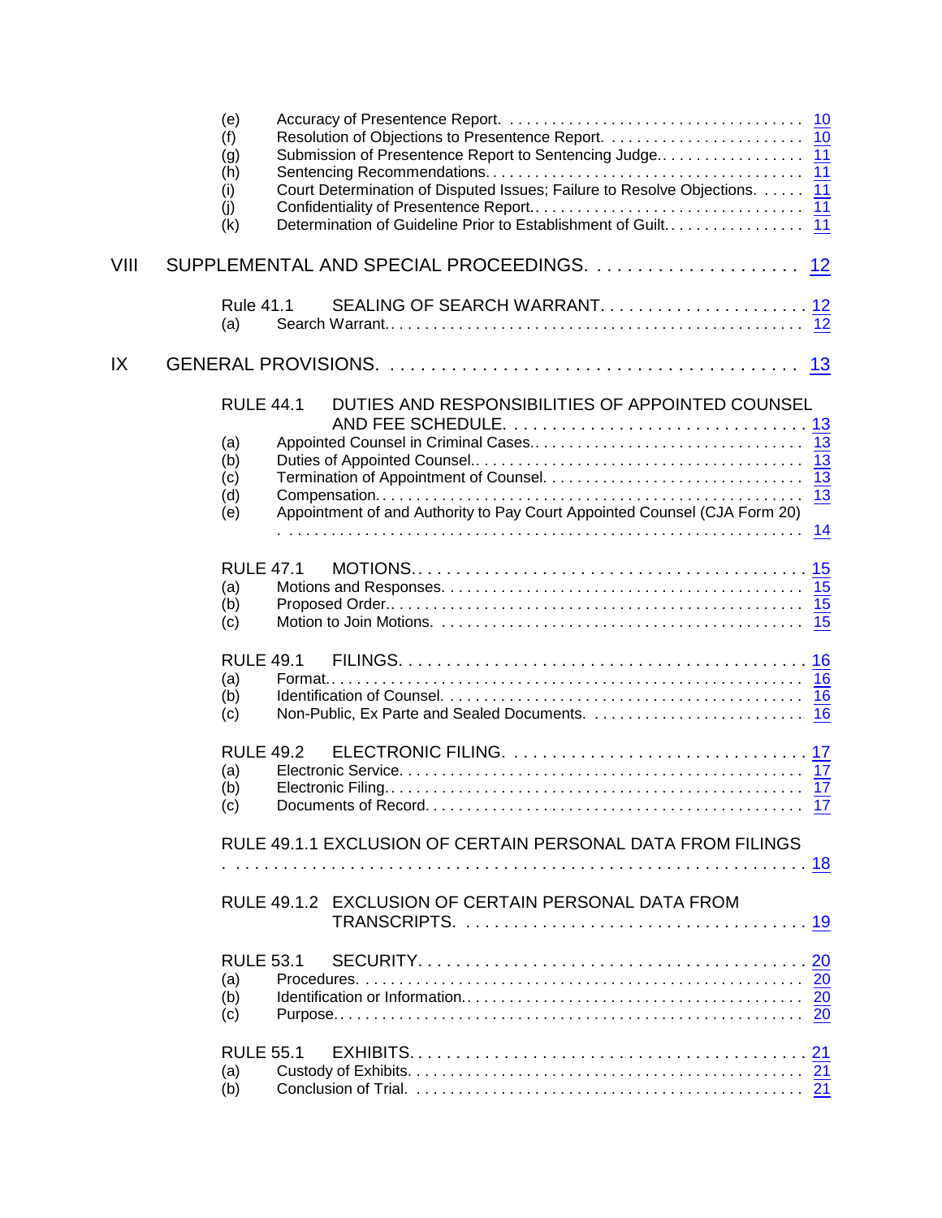(e) Accuracy of Presentence Report. 10
(f) Resolution of Objections to Presentence Report. 10
(g) Submission of Presentence Report to Sentencing Judge. 11
(h) Sentencing Recommendations. 11
(i) Court Determination of Disputed Issues; Failure to Resolve Objections. 11
(j) Confidentiality of Presentence Report. 11
(k) Determination of Guideline Prior to Establishment of Guilt. 11

VIII SUPPLEMENTAL AND SPECIAL PROCEEDINGS. 12

Rule 41.1 SEALING OF SEARCH WARRANT. 12
(a) Search Warrant. 12

IX GENERAL PROVISIONS. 13

RULE 44.1 DUTIES AND RESPONSIBILITIES OF APPOINTED COUNSEL AND FEE SCHEDULE. 13
(a) Appointed Counsel in Criminal Cases. 13
(b) Duties of Appointed Counsel. 13
(c) Termination of Appointment of Counsel. 13
(d) Compensation. 13
(e) Appointment of and Authority to Pay Court Appointed Counsel (CJA Form 20) 14

RULE 47.1 MOTIONS. 15
(a) Motions and Responses. 15
(b) Proposed Order. 15
(c) Motion to Join Motions. 15

RULE 49.1 FILINGS. 16
(a) Format. 16
(b) Identification of Counsel. 16
(c) Non-Public, Ex Parte and Sealed Documents. 16

RULE 49.2 ELECTRONIC FILING. 17
(a) Electronic Service. 17
(b) Electronic Filing. 17
(c) Documents of Record. 17

RULE 49.1.1 EXCLUSION OF CERTAIN PERSONAL DATA FROM FILINGS 18

RULE 49.1.2 EXCLUSION OF CERTAIN PERSONAL DATA FROM TRANSCRIPTS. 19

RULE 53.1 SECURITY. 20
(a) Procedures. 20
(b) Identification or Information. 20
(c) Purpose. 20

RULE 55.1 EXHIBITS. 21
(a) Custody of Exhibits. 21
(b) Conclusion of Trial. 21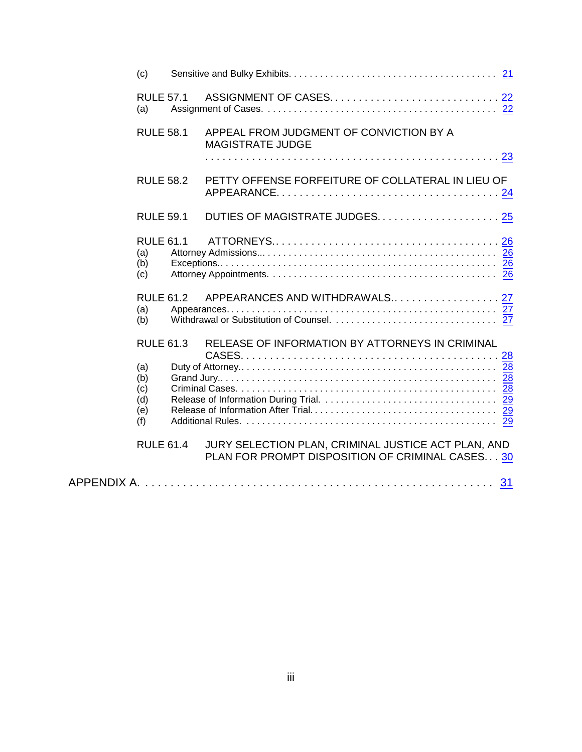(c) Sensitive and Bulky Exhibits. . . . . . . . . . . . . . . . . . . . . . . . . . . . . . . . . . . . . . . 21

RULE 57.1 ASSIGNMENT OF CASES. . . . . . . . . . . . . . . . . . . . . . . . . . . . . 22
(a) Assignment of Cases. . . . . . . . . . . . . . . . . . . . . . . . . . . . . . . . . . . . . . . . . . . 22

RULE 58.1 APPEAL FROM JUDGMENT OF CONVICTION BY A MAGISTRATE JUDGE
. . . . . . . . . . . . . . . . . . . . . . . . . . . . . . . . . . . . . . . . . . . . . . . . 23

RULE 58.2 PETTY OFFENSE FORFEITURE OF COLLATERAL IN LIEU OF APPEARANCE. . . . . . . . . . . . . . . . . . . . . . . . . . . . . . . . . . . . . 24

RULE 59.1 DUTIES OF MAGISTRATE JUDGES. . . . . . . . . . . . . . . . . . . . . 25

RULE 61.1 ATTORNEYS.. . . . . . . . . . . . . . . . . . . . . . . . . . . . . . . . . . . . . . 26
(a) Attorney Admissions... . . . . . . . . . . . . . . . . . . . . . . . . . . . . . . . . . . . . . . . . . 26
(b) Exceptions.. . . . . . . . . . . . . . . . . . . . . . . . . . . . . . . . . . . . . . . . . . . . . . . . . . 26
(c) Attorney Appointments. . . . . . . . . . . . . . . . . . . . . . . . . . . . . . . . . . . . . . . . . 26

RULE 61.2 APPEARANCES AND WITHDRAWALS.. . . . . . . . . . . . . . . . . . 27
(a) Appearances.. . . . . . . . . . . . . . . . . . . . . . . . . . . . . . . . . . . . . . . . . . . . . . . . . 27
(b) Withdrawal or Substitution of Counsel. . . . . . . . . . . . . . . . . . . . . . . . . . . . . . 27

RULE 61.3 RELEASE OF INFORMATION BY ATTORNEYS IN CRIMINAL CASES. . . . . . . . . . . . . . . . . . . . . . . . . . . . . . . . . . . . . . . . . . 28
(a) Duty of Attorney.. . . . . . . . . . . . . . . . . . . . . . . . . . . . . . . . . . . . . . . . . . . . . . 28
(b) Grand Jury.. . . . . . . . . . . . . . . . . . . . . . . . . . . . . . . . . . . . . . . . . . . . . . . . . . 28
(c) Criminal Cases. . . . . . . . . . . . . . . . . . . . . . . . . . . . . . . . . . . . . . . . . . . . . . . . 28
(d) Release of Information During Trial. . . . . . . . . . . . . . . . . . . . . . . . . . . . . . . . 29
(e) Release of Information After Trial.. . . . . . . . . . . . . . . . . . . . . . . . . . . . . . . . . 29
(f) Additional Rules. . . . . . . . . . . . . . . . . . . . . . . . . . . . . . . . . . . . . . . . . . . . . . . 29

RULE 61.4 JURY SELECTION PLAN, CRIMINAL JUSTICE ACT PLAN, AND PLAN FOR PROMPT DISPOSITION OF CRIMINAL CASES. . . 30

APPENDIX A. . . . . . . . . . . . . . . . . . . . . . . . . . . . . . . . . . . . . . . . . . . . . . . . . . . . 31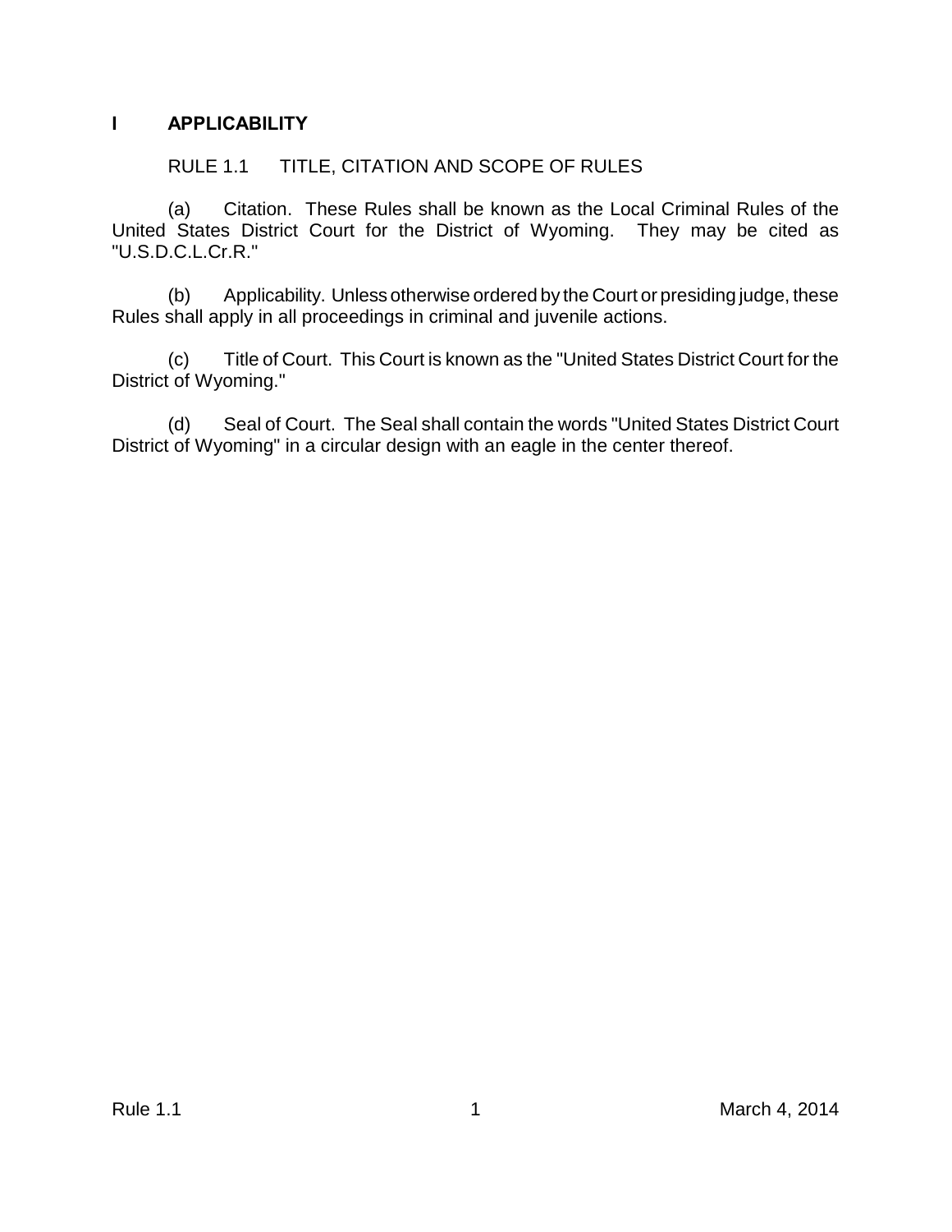# I APPLICABILITY

## RULE 1.1 TITLE, CITATION AND SCOPE OF RULES

(a) Citation. These Rules shall be known as the Local Criminal Rules of the United States District Court for the District of Wyoming. They may be cited as "U.S.D.C.L.Cr.R."

(b) Applicability. Unless otherwise ordered by the Court or presiding judge, these Rules shall apply in all proceedings in criminal and juvenile actions.

(c) Title of Court. This Court is known as the "United States District Court for the District of Wyoming."

(d) Seal of Court. The Seal shall contain the words "United States District Court District of Wyoming" in a circular design with an eagle in the center thereof.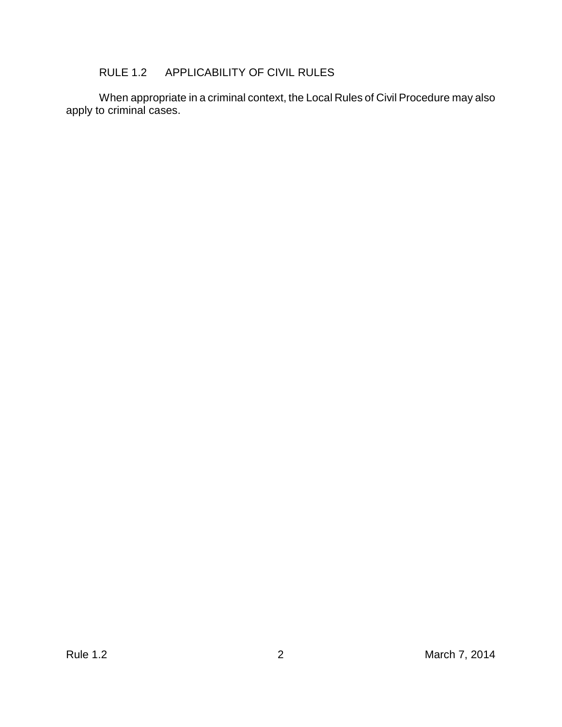## RULE 1.2 APPLICABILITY OF CIVIL RULES

When appropriate in a criminal context, the Local Rules of Civil Procedure may also apply to criminal cases.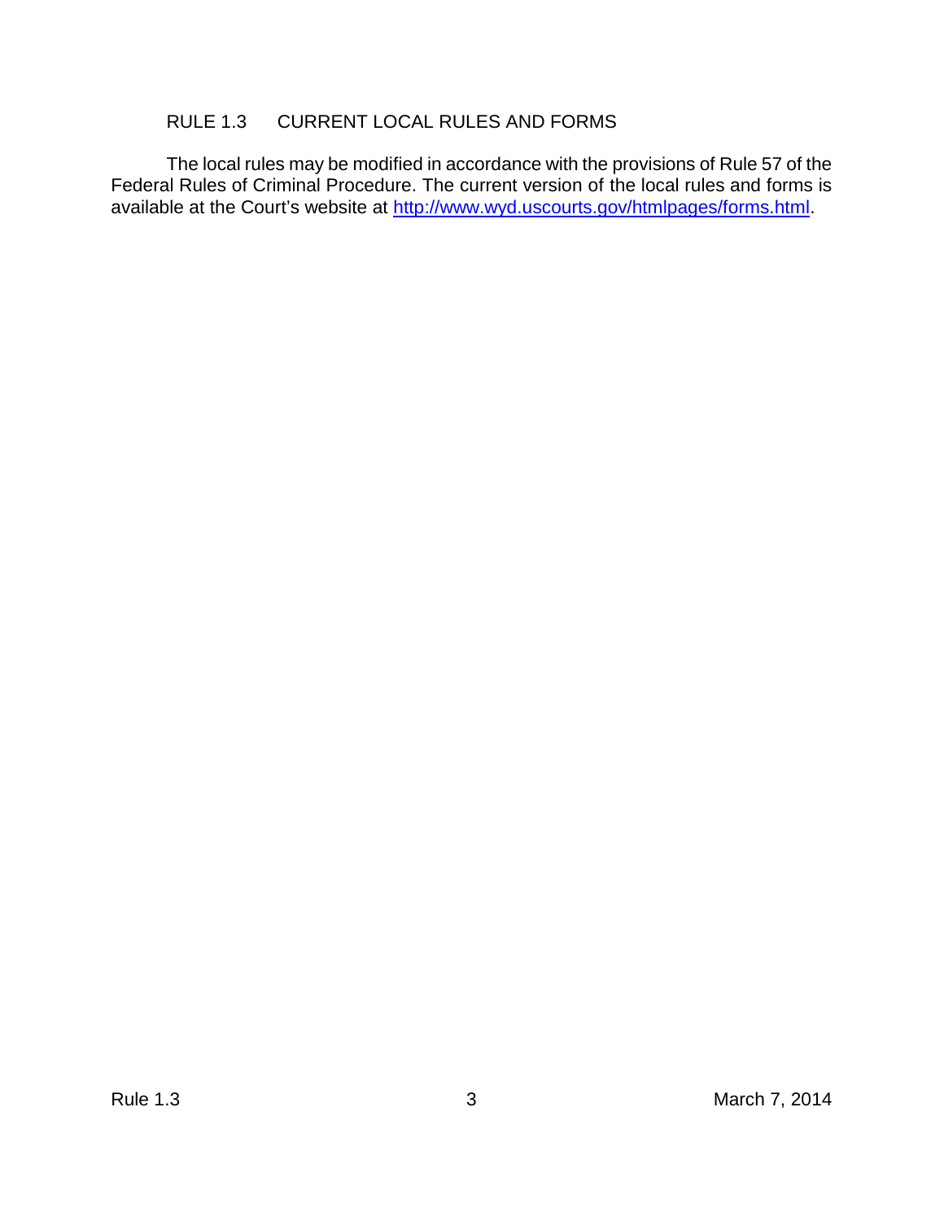## RULE 1.3 CURRENT LOCAL RULES AND FORMS

The local rules may be modified in accordance with the provisions of Rule 57 of the Federal Rules of Criminal Procedure. The current version of the local rules and forms is available at the Court's website at [http://www.wyd.uscourts.gov/htmlpages/forms.html](http://www.wyd.uscourts.gov/htmlpages/forms.html).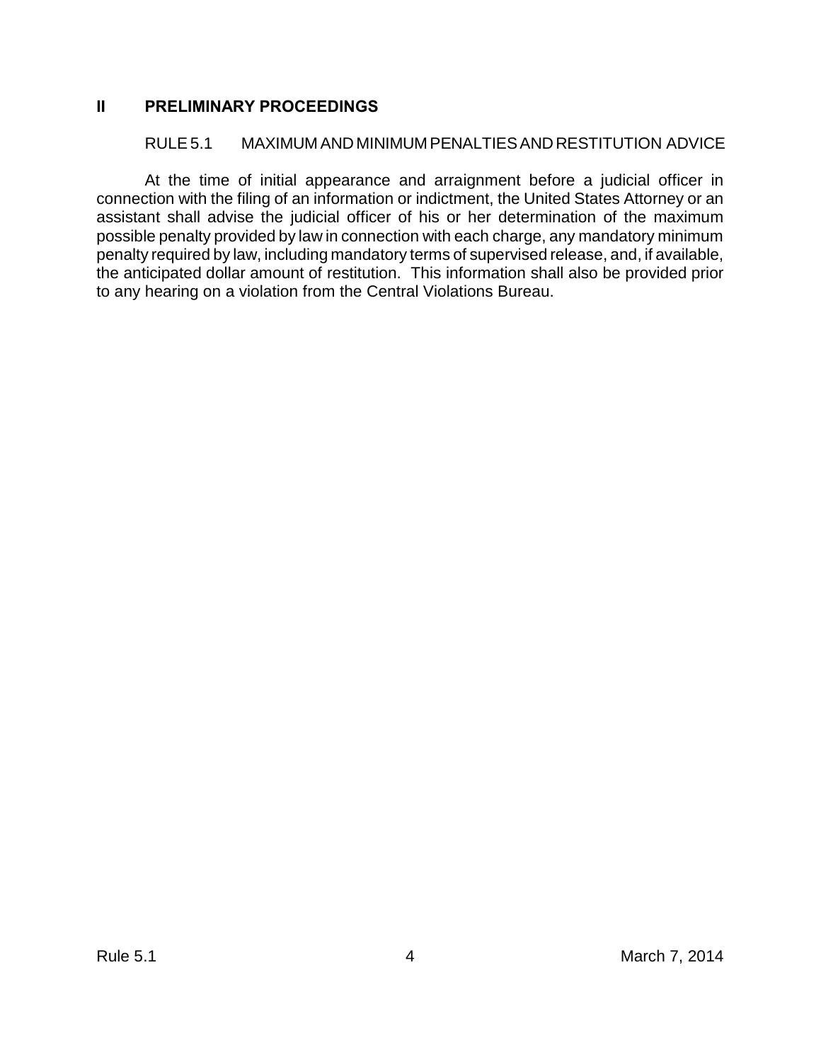## II PRELIMINARY PROCEEDINGS

### RULE 5.1 MAXIMUM AND MINIMUM PENALTIES AND RESTITUTION ADVICE

At the time of initial appearance and arraignment before a judicial officer in connection with the filing of an information or indictment, the United States Attorney or an assistant shall advise the judicial officer of his or her determination of the maximum possible penalty provided by law in connection with each charge, any mandatory minimum penalty required by law, including mandatory terms of supervised release, and, if available, the anticipated dollar amount of restitution. This information shall also be provided prior to any hearing on a violation from the Central Violations Bureau.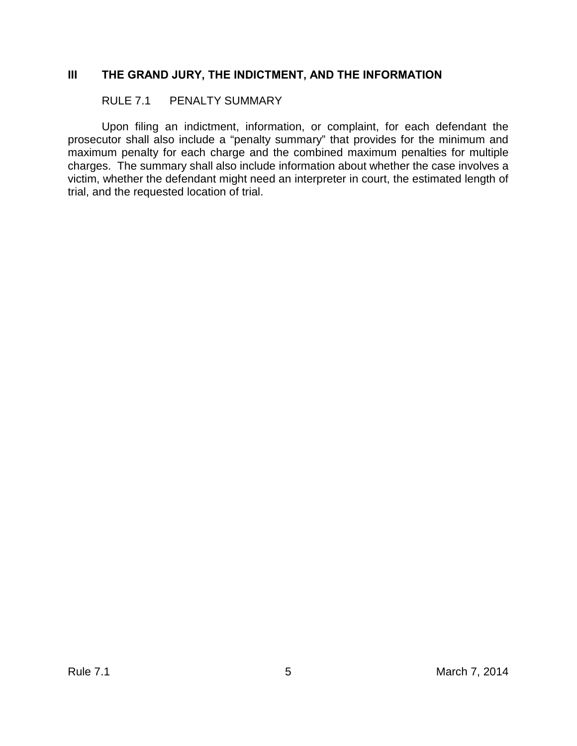## III THE GRAND JURY, THE INDICTMENT, AND THE INFORMATION

### RULE 7.1 PENALTY SUMMARY

Upon filing an indictment, information, or complaint, for each defendant the prosecutor shall also include a “penalty summary” that provides for the minimum and maximum penalty for each charge and the combined maximum penalties for multiple charges. The summary shall also include information about whether the case involves a victim, whether the defendant might need an interpreter in court, the estimated length of trial, and the requested location of trial.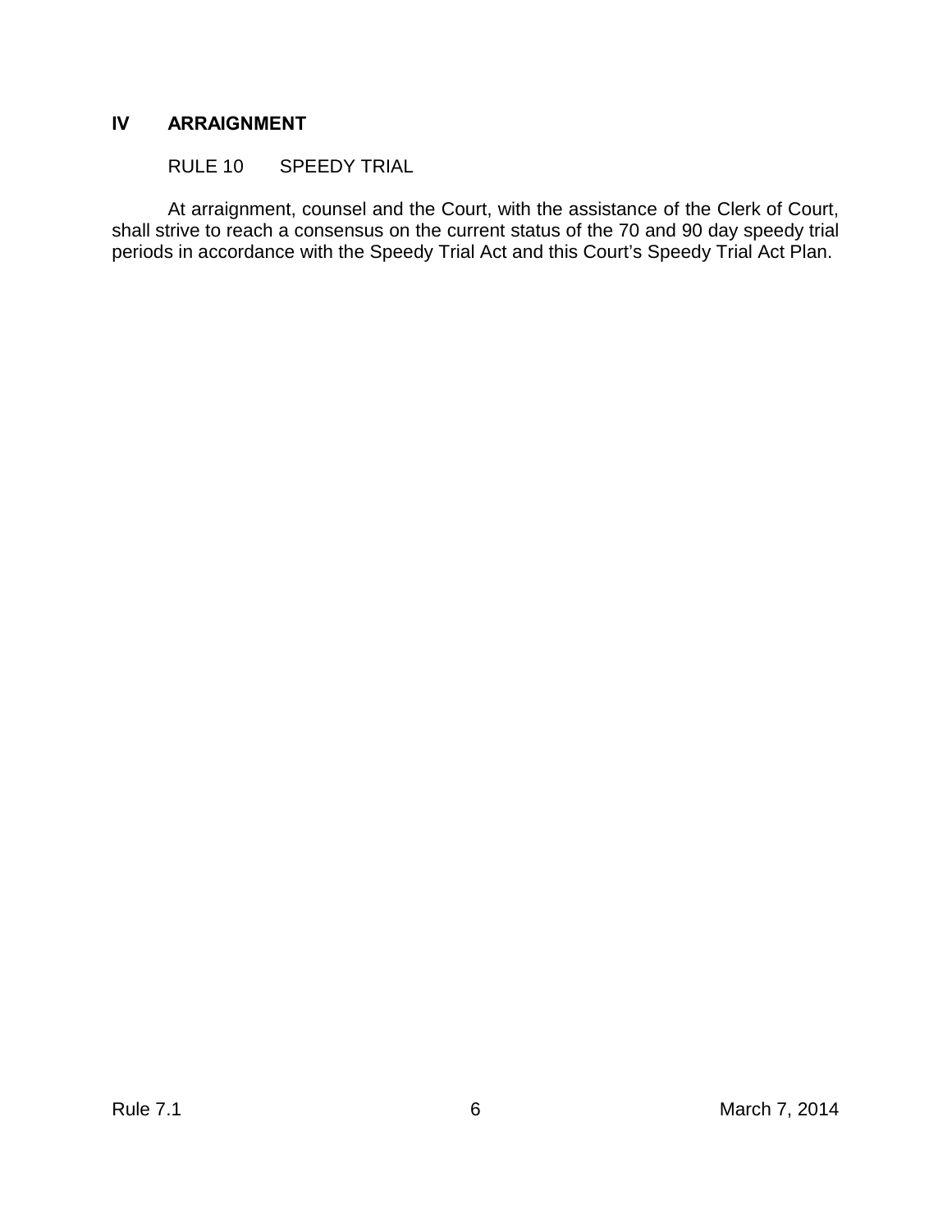## IV ARRAIGNMENT

### RULE 10 SPEEDY TRIAL

At arraignment, counsel and the Court, with the assistance of the Clerk of Court, shall strive to reach a consensus on the current status of the 70 and 90 day speedy trial periods in accordance with the Speedy Trial Act and this Court's Speedy Trial Act Plan.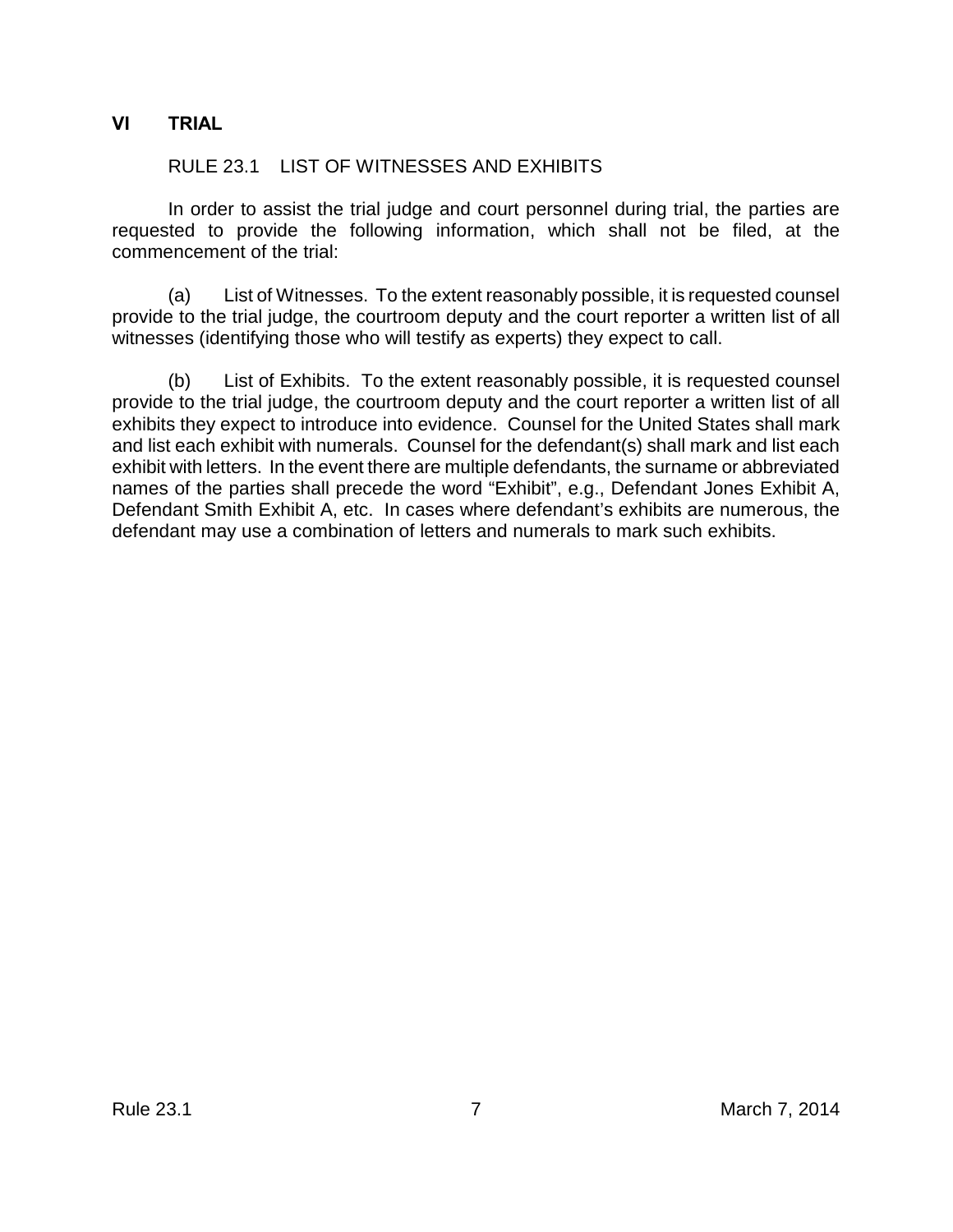## VI TRIAL

### RULE 23.1 LIST OF WITNESSES AND EXHIBITS

In order to assist the trial judge and court personnel during trial, the parties are requested to provide the following information, which shall not be filed, at the commencement of the trial:

(a) List of Witnesses. To the extent reasonably possible, it is requested counsel provide to the trial judge, the courtroom deputy and the court reporter a written list of all witnesses (identifying those who will testify as experts) they expect to call.

(b) List of Exhibits. To the extent reasonably possible, it is requested counsel provide to the trial judge, the courtroom deputy and the court reporter a written list of all exhibits they expect to introduce into evidence. Counsel for the United States shall mark and list each exhibit with numerals. Counsel for the defendant(s) shall mark and list each exhibit with letters. In the event there are multiple defendants, the surname or abbreviated names of the parties shall precede the word "Exhibit", e.g., Defendant Jones Exhibit A, Defendant Smith Exhibit A, etc. In cases where defendant's exhibits are numerous, the defendant may use a combination of letters and numerals to mark such exhibits.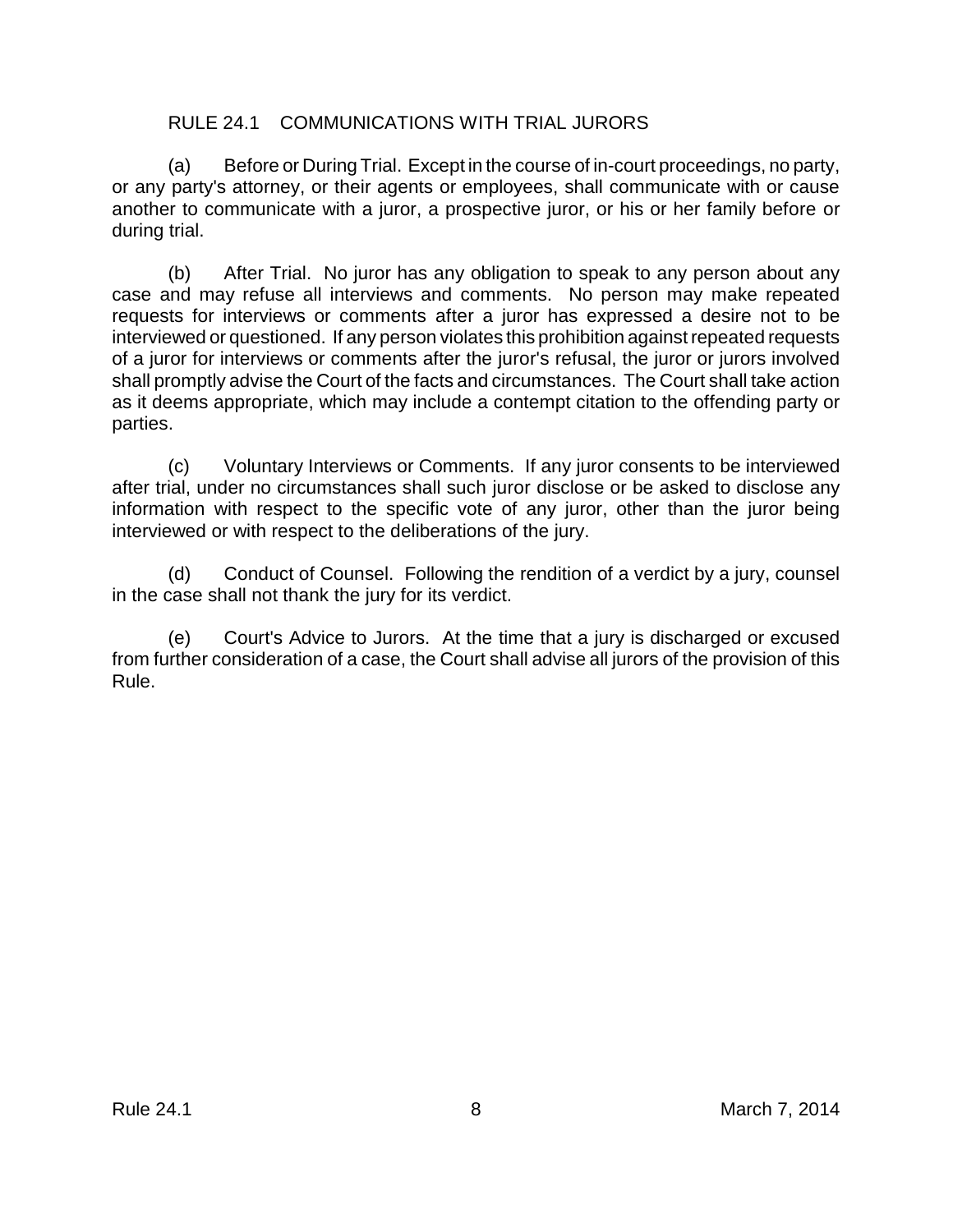## RULE 24.1 COMMUNICATIONS WITH TRIAL JURORS

(a) Before or During Trial. Except in the course of in-court proceedings, no party, or any party's attorney, or their agents or employees, shall communicate with or cause another to communicate with a juror, a prospective juror, or his or her family before or during trial.

(b) After Trial. No juror has any obligation to speak to any person about any case and may refuse all interviews and comments. No person may make repeated requests for interviews or comments after a juror has expressed a desire not to be interviewed or questioned. If any person violates this prohibition against repeated requests of a juror for interviews or comments after the juror's refusal, the juror or jurors involved shall promptly advise the Court of the facts and circumstances. The Court shall take action as it deems appropriate, which may include a contempt citation to the offending party or parties.

(c) Voluntary Interviews or Comments. If any juror consents to be interviewed after trial, under no circumstances shall such juror disclose or be asked to disclose any information with respect to the specific vote of any juror, other than the juror being interviewed or with respect to the deliberations of the jury.

(d) Conduct of Counsel. Following the rendition of a verdict by a jury, counsel in the case shall not thank the jury for its verdict.

(e) Court's Advice to Jurors. At the time that a jury is discharged or excused from further consideration of a case, the Court shall advise all jurors of the provision of this Rule.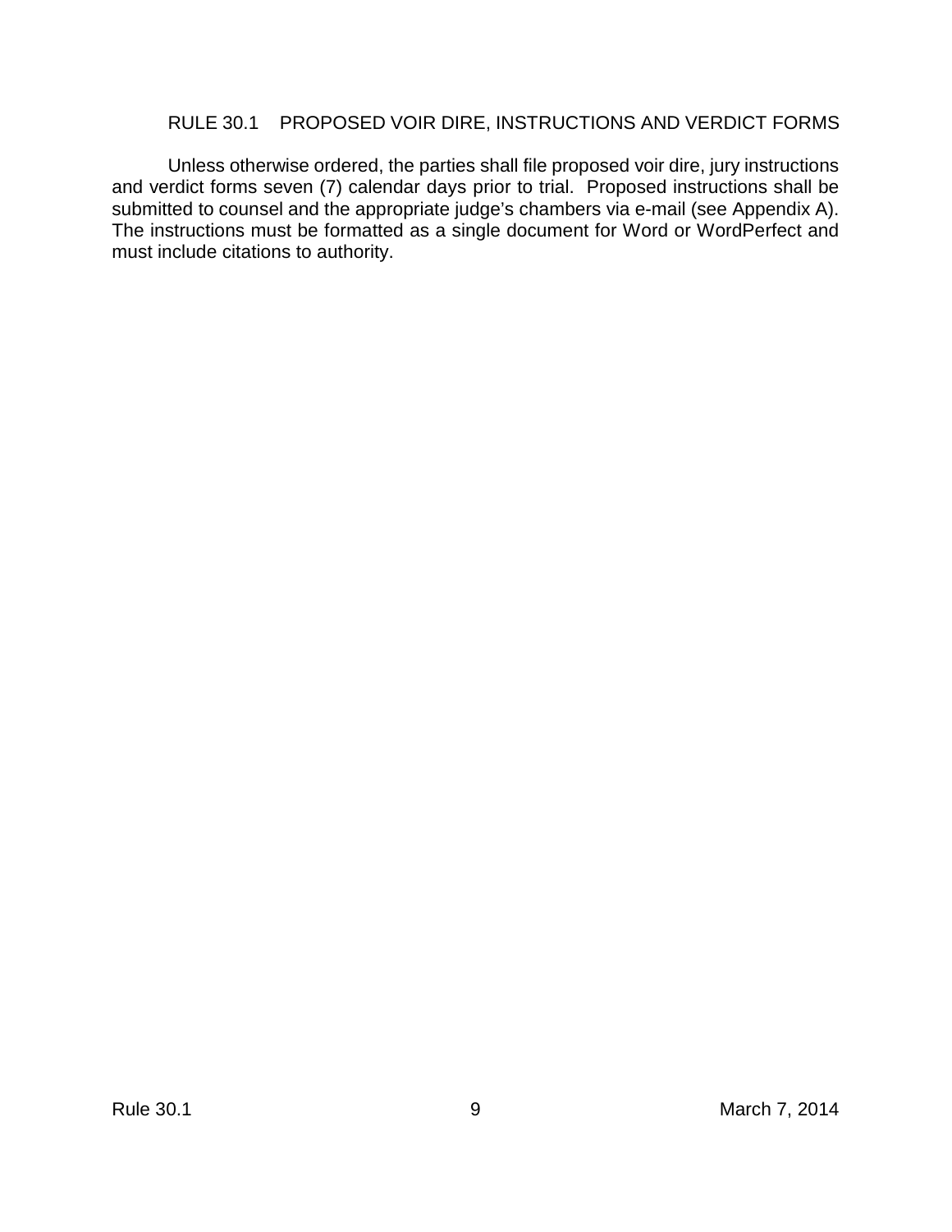## RULE 30.1 PROPOSED VOIR DIRE, INSTRUCTIONS AND VERDICT FORMS

Unless otherwise ordered, the parties shall file proposed voir dire, jury instructions and verdict forms seven (7) calendar days prior to trial. Proposed instructions shall be submitted to counsel and the appropriate judge's chambers via e-mail (see Appendix A). The instructions must be formatted as a single document for Word or WordPerfect and must include citations to authority.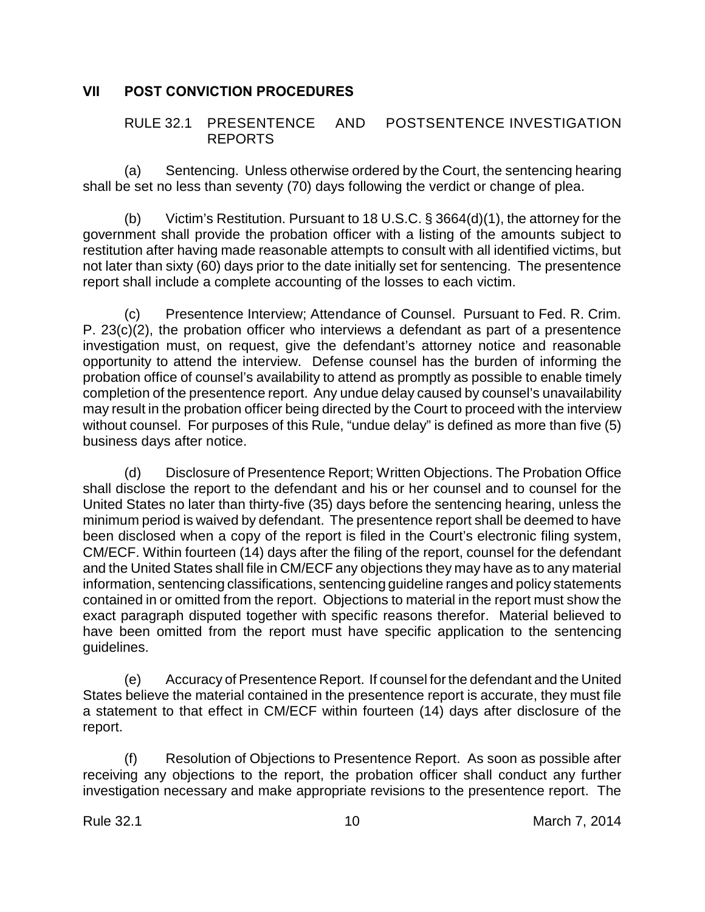## VII POST CONVICTION PROCEDURES

### RULE 32.1 PRESENTENCE AND POSTSENTENCE INVESTIGATION REPORTS

(a) Sentencing. Unless otherwise ordered by the Court, the sentencing hearing shall be set no less than seventy (70) days following the verdict or change of plea.

(b) Victim's Restitution. Pursuant to 18 U.S.C. § 3664(d)(1), the attorney for the government shall provide the probation officer with a listing of the amounts subject to restitution after having made reasonable attempts to consult with all identified victims, but not later than sixty (60) days prior to the date initially set for sentencing. The presentence report shall include a complete accounting of the losses to each victim.

(c) Presentence Interview; Attendance of Counsel. Pursuant to Fed. R. Crim. P. 23(c)(2), the probation officer who interviews a defendant as part of a presentence investigation must, on request, give the defendant's attorney notice and reasonable opportunity to attend the interview. Defense counsel has the burden of informing the probation office of counsel's availability to attend as promptly as possible to enable timely completion of the presentence report. Any undue delay caused by counsel's unavailability may result in the probation officer being directed by the Court to proceed with the interview without counsel. For purposes of this Rule, "undue delay" is defined as more than five (5) business days after notice.

(d) Disclosure of Presentence Report; Written Objections. The Probation Office shall disclose the report to the defendant and his or her counsel and to counsel for the United States no later than thirty-five (35) days before the sentencing hearing, unless the minimum period is waived by defendant. The presentence report shall be deemed to have been disclosed when a copy of the report is filed in the Court's electronic filing system, CM/ECF. Within fourteen (14) days after the filing of the report, counsel for the defendant and the United States shall file in CM/ECF any objections they may have as to any material information, sentencing classifications, sentencing guideline ranges and policy statements contained in or omitted from the report. Objections to material in the report must show the exact paragraph disputed together with specific reasons therefor. Material believed to have been omitted from the report must have specific application to the sentencing guidelines.

(e) Accuracy of Presentence Report. If counsel for the defendant and the United States believe the material contained in the presentence report is accurate, they must file a statement to that effect in CM/ECF within fourteen (14) days after disclosure of the report.

(f) Resolution of Objections to Presentence Report. As soon as possible after receiving any objections to the report, the probation officer shall conduct any further investigation necessary and make appropriate revisions to the presentence report. The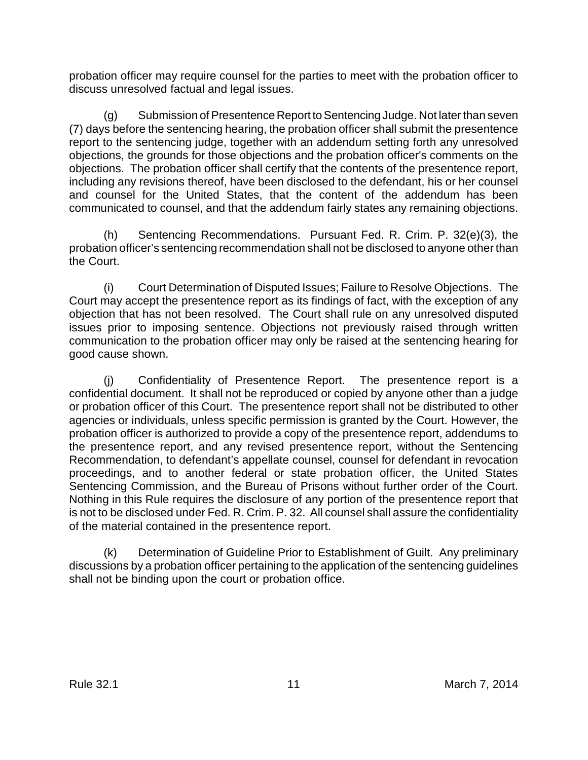probation officer may require counsel for the parties to meet with the probation officer to discuss unresolved factual and legal issues.

(g) Submission of Presentence Report to Sentencing Judge. Not later than seven (7) days before the sentencing hearing, the probation officer shall submit the presentence report to the sentencing judge, together with an addendum setting forth any unresolved objections, the grounds for those objections and the probation officer's comments on the objections. The probation officer shall certify that the contents of the presentence report, including any revisions thereof, have been disclosed to the defendant, his or her counsel and counsel for the United States, that the content of the addendum has been communicated to counsel, and that the addendum fairly states any remaining objections.

(h) Sentencing Recommendations. Pursuant Fed. R. Crim. P. 32(e)(3), the probation officer's sentencing recommendation shall not be disclosed to anyone other than the Court.

(i) Court Determination of Disputed Issues; Failure to Resolve Objections. The Court may accept the presentence report as its findings of fact, with the exception of any objection that has not been resolved. The Court shall rule on any unresolved disputed issues prior to imposing sentence. Objections not previously raised through written communication to the probation officer may only be raised at the sentencing hearing for good cause shown.

(j) Confidentiality of Presentence Report. The presentence report is a confidential document. It shall not be reproduced or copied by anyone other than a judge or probation officer of this Court. The presentence report shall not be distributed to other agencies or individuals, unless specific permission is granted by the Court. However, the probation officer is authorized to provide a copy of the presentence report, addendums to the presentence report, and any revised presentence report, without the Sentencing Recommendation, to defendant's appellate counsel, counsel for defendant in revocation proceedings, and to another federal or state probation officer, the United States Sentencing Commission, and the Bureau of Prisons without further order of the Court. Nothing in this Rule requires the disclosure of any portion of the presentence report that is not to be disclosed under Fed. R. Crim. P. 32. All counsel shall assure the confidentiality of the material contained in the presentence report.

(k) Determination of Guideline Prior to Establishment of Guilt. Any preliminary discussions by a probation officer pertaining to the application of the sentencing guidelines shall not be binding upon the court or probation office.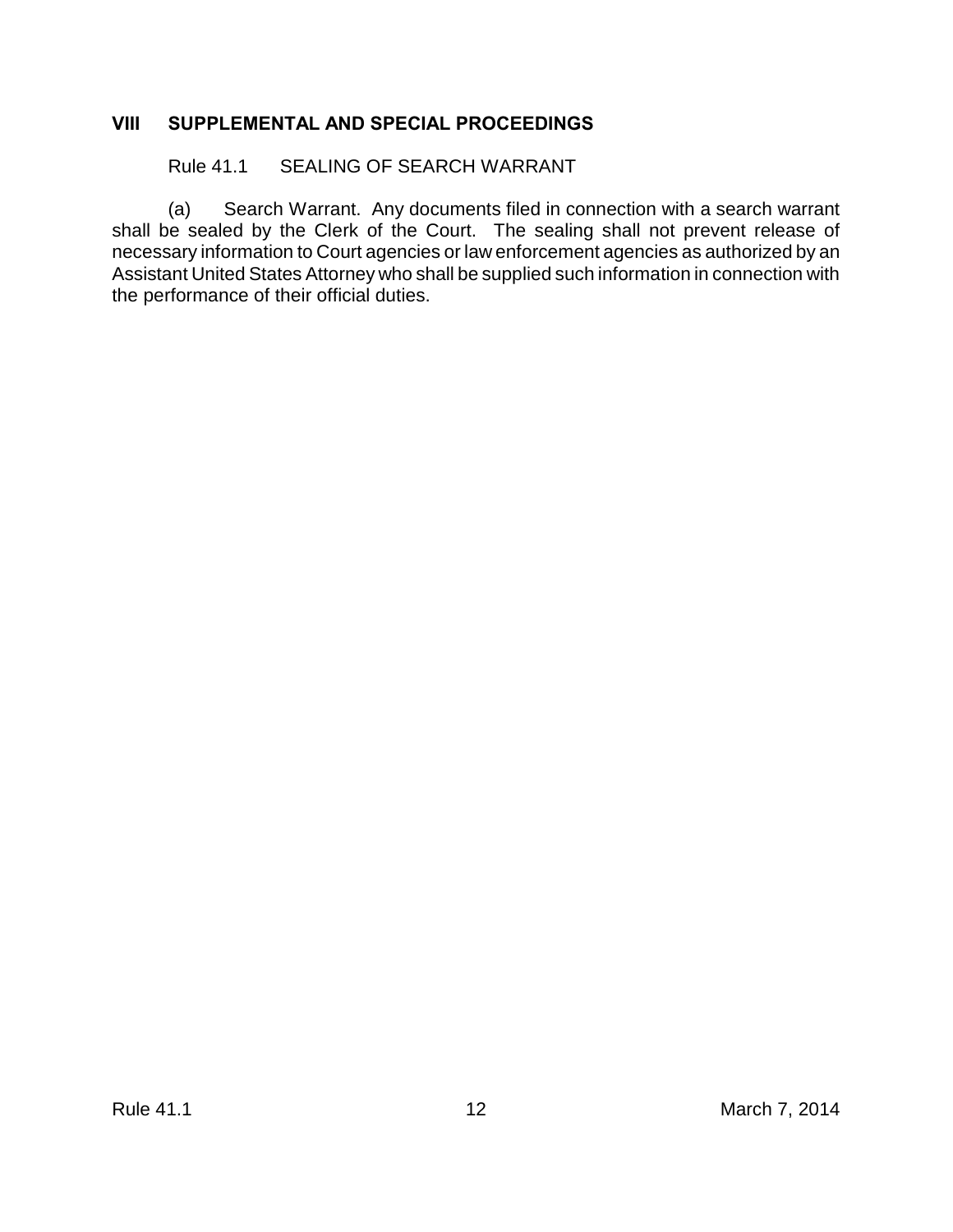## VIII SUPPLEMENTAL AND SPECIAL PROCEEDINGS

### Rule 41.1 SEALING OF SEARCH WARRANT

(a) Search Warrant. Any documents filed in connection with a search warrant shall be sealed by the Clerk of the Court. The sealing shall not prevent release of necessary information to Court agencies or law enforcement agencies as authorized by an Assistant United States Attorney who shall be supplied such information in connection with the performance of their official duties.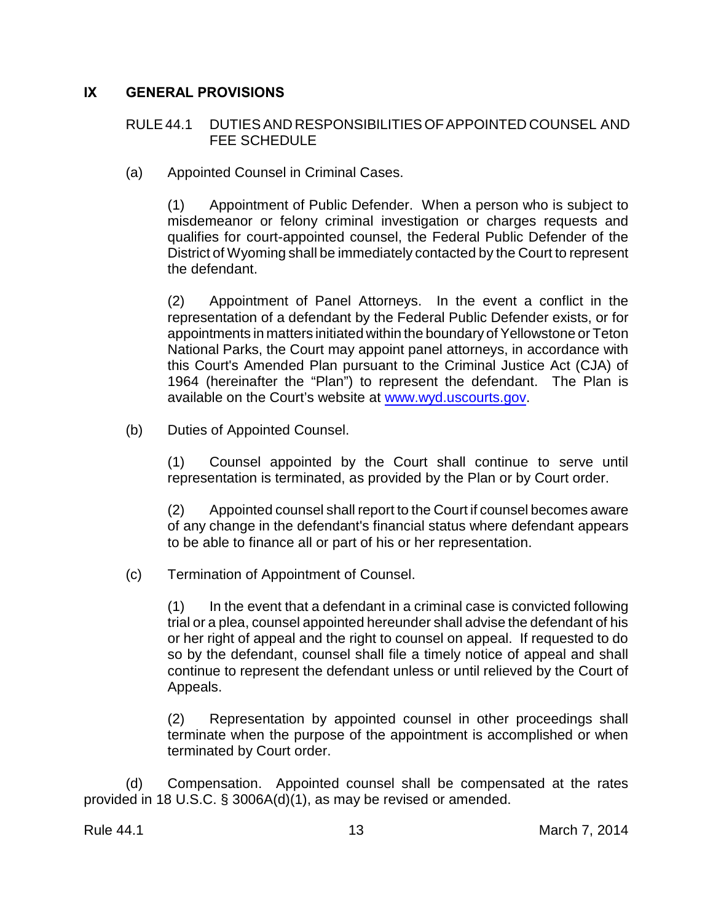## IX GENERAL PROVISIONS

### RULE 44.1 DUTIES AND RESPONSIBILITIES OF APPOINTED COUNSEL AND FEE SCHEDULE

(a) Appointed Counsel in Criminal Cases.

(1) Appointment of Public Defender. When a person who is subject to misdemeanor or felony criminal investigation or charges requests and qualifies for court-appointed counsel, the Federal Public Defender of the District of Wyoming shall be immediately contacted by the Court to represent the defendant.

(2) Appointment of Panel Attorneys. In the event a conflict in the representation of a defendant by the Federal Public Defender exists, or for appointments in matters initiated within the boundary of Yellowstone or Teton National Parks, the Court may appoint panel attorneys, in accordance with this Court's Amended Plan pursuant to the Criminal Justice Act (CJA) of 1964 (hereinafter the "Plan") to represent the defendant. The Plan is available on the Court's website at [www.wyd.uscourts.gov](http://www.wyd.uscourts.gov).

(b) Duties of Appointed Counsel.

(1) Counsel appointed by the Court shall continue to serve until representation is terminated, as provided by the Plan or by Court order.

(2) Appointed counsel shall report to the Court if counsel becomes aware of any change in the defendant's financial status where defendant appears to be able to finance all or part of his or her representation.

(c) Termination of Appointment of Counsel.

(1) In the event that a defendant in a criminal case is convicted following trial or a plea, counsel appointed hereunder shall advise the defendant of his or her right of appeal and the right to counsel on appeal. If requested to do so by the defendant, counsel shall file a timely notice of appeal and shall continue to represent the defendant unless or until relieved by the Court of Appeals.

(2) Representation by appointed counsel in other proceedings shall terminate when the purpose of the appointment is accomplished or when terminated by Court order.

(d) Compensation. Appointed counsel shall be compensated at the rates provided in 18 U.S.C. § 3006A(d)(1), as may be revised or amended.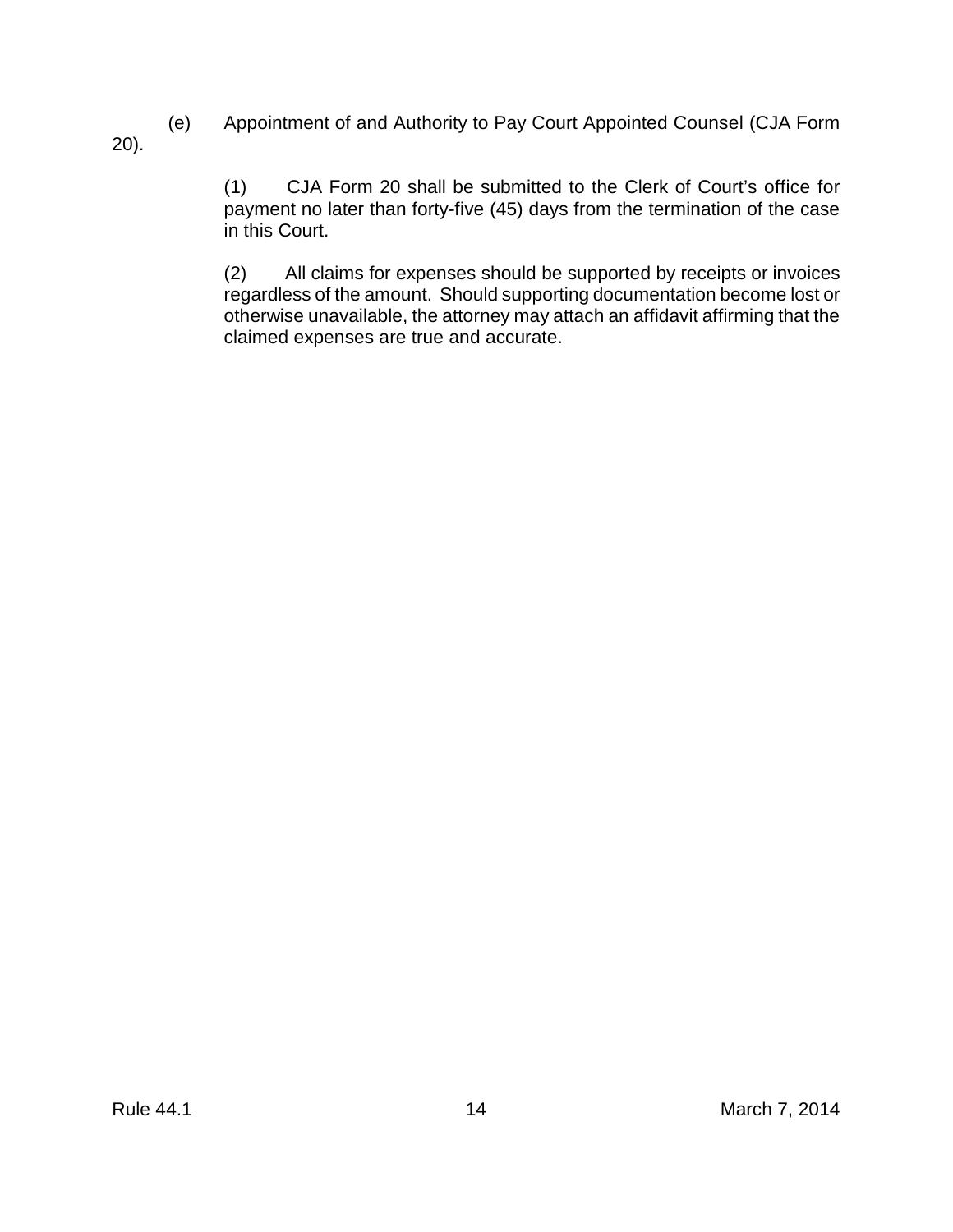(e) Appointment of and Authority to Pay Court Appointed Counsel (CJA Form 20).

(1) CJA Form 20 shall be submitted to the Clerk of Court's office for payment no later than forty-five (45) days from the termination of the case in this Court.

(2) All claims for expenses should be supported by receipts or invoices regardless of the amount. Should supporting documentation become lost or otherwise unavailable, the attorney may attach an affidavit affirming that the claimed expenses are true and accurate.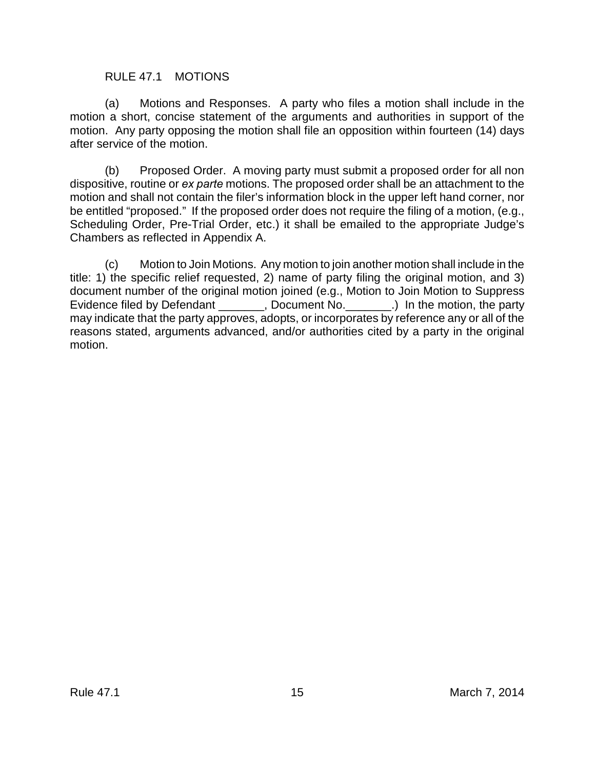## RULE 47.1 MOTIONS

(a) Motions and Responses. A party who files a motion shall include in the motion a short, concise statement of the arguments and authorities in support of the motion. Any party opposing the motion shall file an opposition within fourteen (14) days after service of the motion.

(b) Proposed Order. A moving party must submit a proposed order for all non dispositive, routine or *ex parte* motions. The proposed order shall be an attachment to the motion and shall not contain the filer's information block in the upper left hand corner, nor be entitled "proposed." If the proposed order does not require the filing of a motion, (e.g., Scheduling Order, Pre-Trial Order, etc.) it shall be emailed to the appropriate Judge's Chambers as reflected in Appendix A.

(c) Motion to Join Motions. Any motion to join another motion shall include in the title: 1) the specific relief requested, 2) name of party filing the original motion, and 3) document number of the original motion joined (e.g., Motion to Join Motion to Suppress Evidence filed by Defendant _______, Document No._______.) In the motion, the party may indicate that the party approves, adopts, or incorporates by reference any or all of the reasons stated, arguments advanced, and/or authorities cited by a party in the original motion.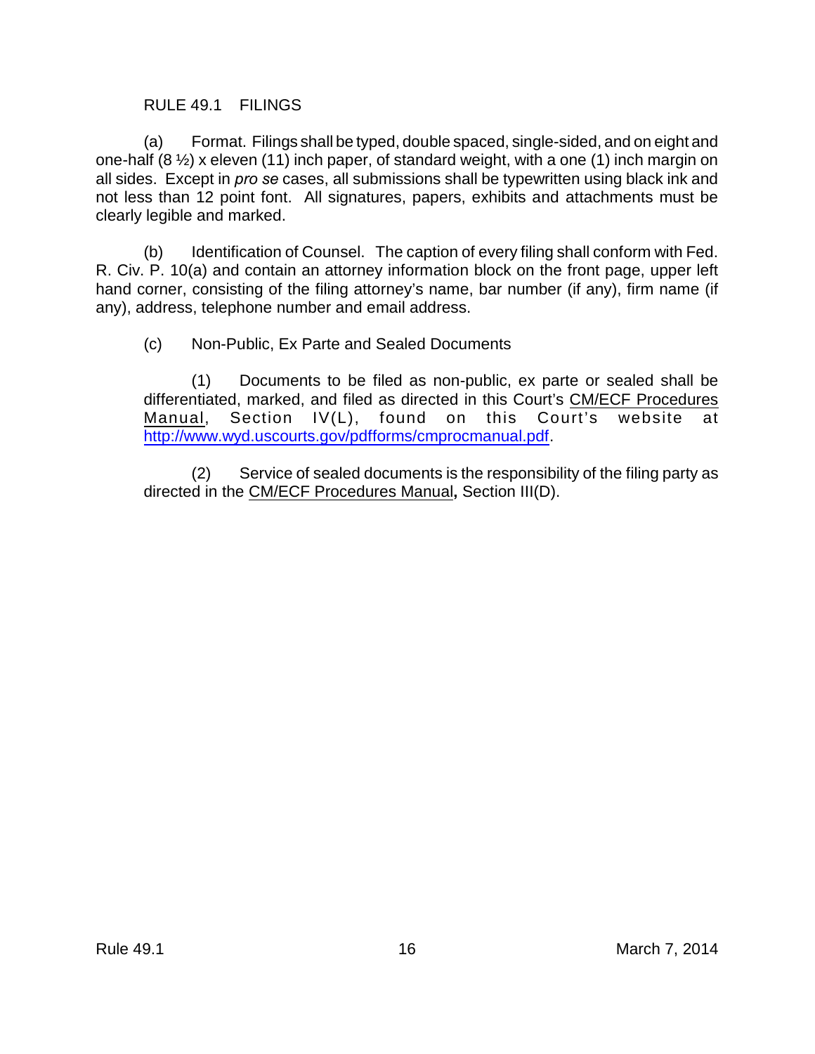## RULE 49.1 FILINGS

(a) Format. Filings shall be typed, double spaced, single-sided, and on eight and one-half (8 ½) x eleven (11) inch paper, of standard weight, with a one (1) inch margin on all sides. Except in *pro se* cases, all submissions shall be typewritten using black ink and not less than 12 point font. All signatures, papers, exhibits and attachments must be clearly legible and marked.

(b) Identification of Counsel. The caption of every filing shall conform with Fed. R. Civ. P. 10(a) and contain an attorney information block on the front page, upper left hand corner, consisting of the filing attorney's name, bar number (if any), firm name (if any), address, telephone number and email address.

(c) Non-Public, Ex Parte and Sealed Documents

(1) Documents to be filed as non-public, ex parte or sealed shall be differentiated, marked, and filed as directed in this Court's CM/ECF Procedures Manual, Section IV(L), found on this Court's website at http://www.wyd.uscourts.gov/pdfforms/cmprocmanual.pdf.

(2) Service of sealed documents is the responsibility of the filing party as directed in the CM/ECF Procedures Manual**,** Section III(D).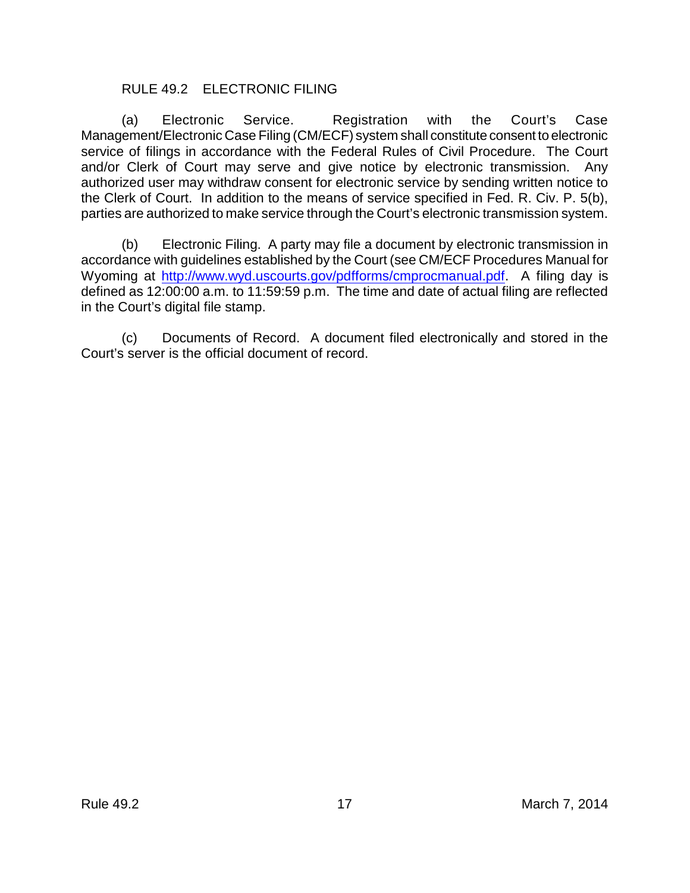## RULE 49.2 ELECTRONIC FILING

(a) Electronic Service. Registration with the Court's Case Management/Electronic Case Filing (CM/ECF) system shall constitute consent to electronic service of filings in accordance with the Federal Rules of Civil Procedure. The Court and/or Clerk of Court may serve and give notice by electronic transmission. Any authorized user may withdraw consent for electronic service by sending written notice to the Clerk of Court. In addition to the means of service specified in Fed. R. Civ. P. 5(b), parties are authorized to make service through the Court's electronic transmission system.

(b) Electronic Filing. A party may file a document by electronic transmission in accordance with guidelines established by the Court (see CM/ECF Procedures Manual for Wyoming at http://www.wyd.uscourts.gov/pdfforms/cmprocmanual.pdf. A filing day is defined as 12:00:00 a.m. to 11:59:59 p.m. The time and date of actual filing are reflected in the Court's digital file stamp.

(c) Documents of Record. A document filed electronically and stored in the Court's server is the official document of record.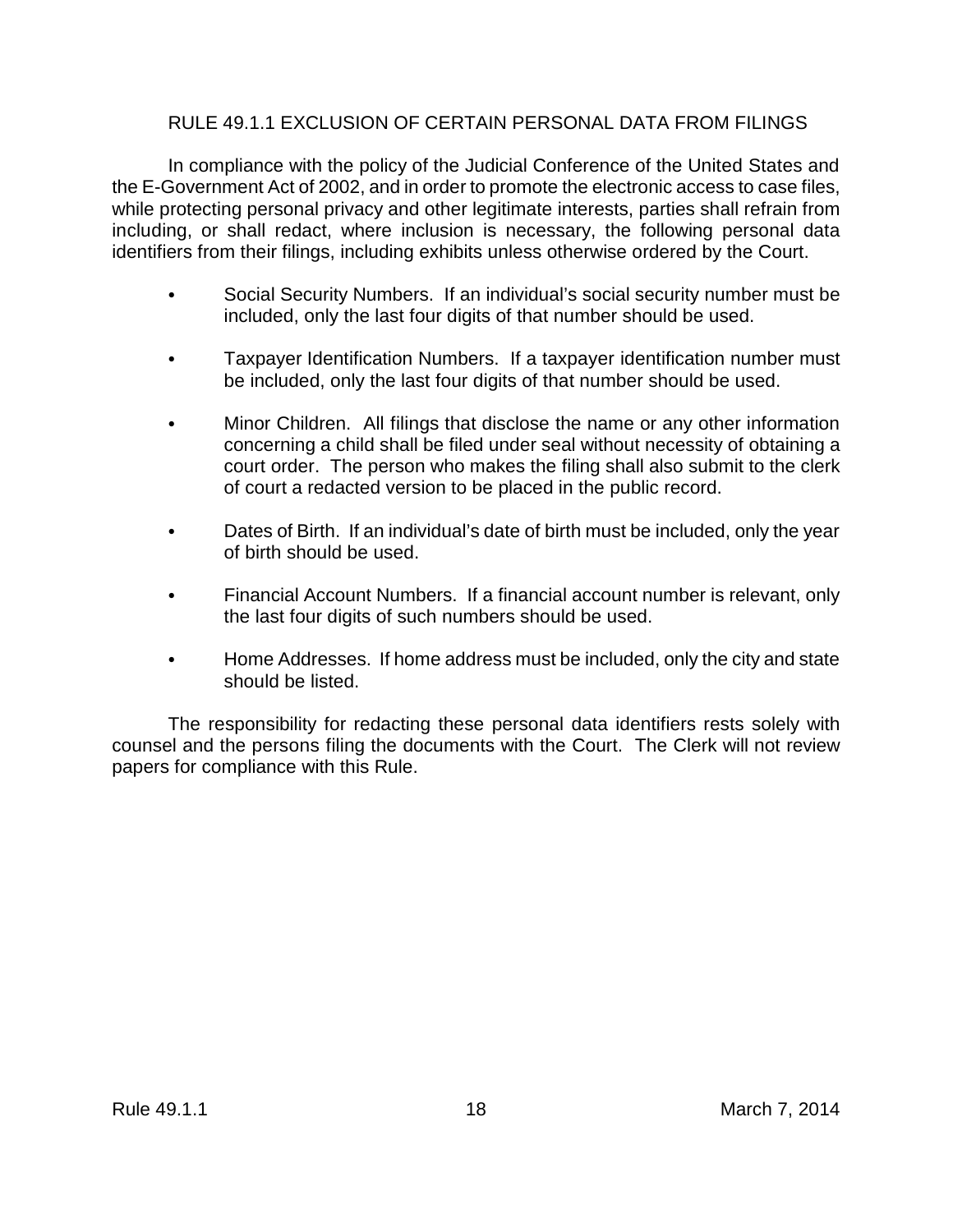## RULE 49.1.1 EXCLUSION OF CERTAIN PERSONAL DATA FROM FILINGS

In compliance with the policy of the Judicial Conference of the United States and the E-Government Act of 2002, and in order to promote the electronic access to case files, while protecting personal privacy and other legitimate interests, parties shall refrain from including, or shall redact, where inclusion is necessary, the following personal data identifiers from their filings, including exhibits unless otherwise ordered by the Court.

- Social Security Numbers. If an individual's social security number must be included, only the last four digits of that number should be used.

- Taxpayer Identification Numbers. If a taxpayer identification number must be included, only the last four digits of that number should be used.

- Minor Children. All filings that disclose the name or any other information concerning a child shall be filed under seal without necessity of obtaining a court order. The person who makes the filing shall also submit to the clerk of court a redacted version to be placed in the public record.

- Dates of Birth. If an individual's date of birth must be included, only the year of birth should be used.

- Financial Account Numbers. If a financial account number is relevant, only the last four digits of such numbers should be used.

- Home Addresses. If home address must be included, only the city and state should be listed.

The responsibility for redacting these personal data identifiers rests solely with counsel and the persons filing the documents with the Court. The Clerk will not review papers for compliance with this Rule.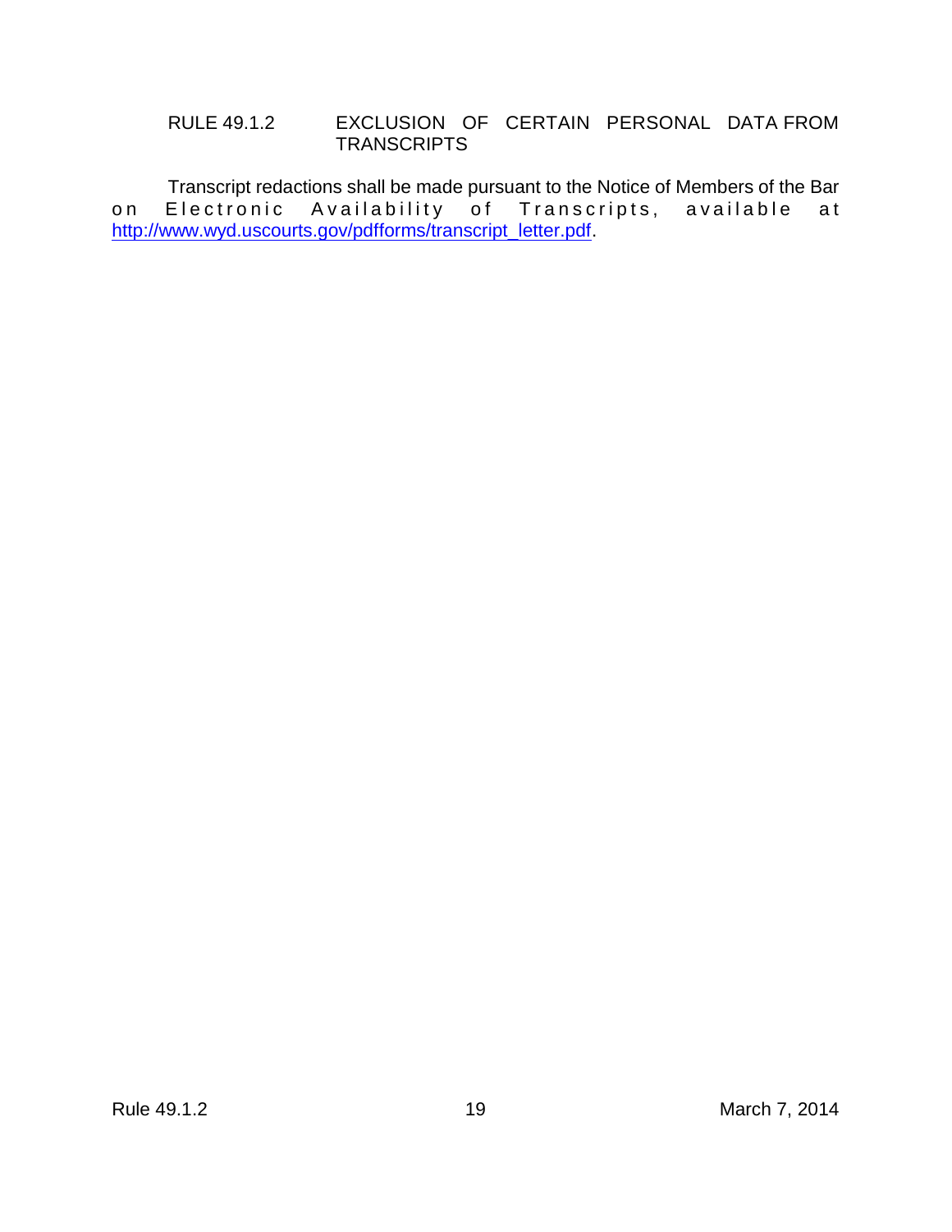## RULE 49.1.2 EXCLUSION OF CERTAIN PERSONAL DATA FROM TRANSCRIPTS

Transcript redactions shall be made pursuant to the Notice of Members of the Bar on Electronic Availability of Transcripts, available at http://www.wyd.uscourts.gov/pdfforms/transcript_letter.pdf.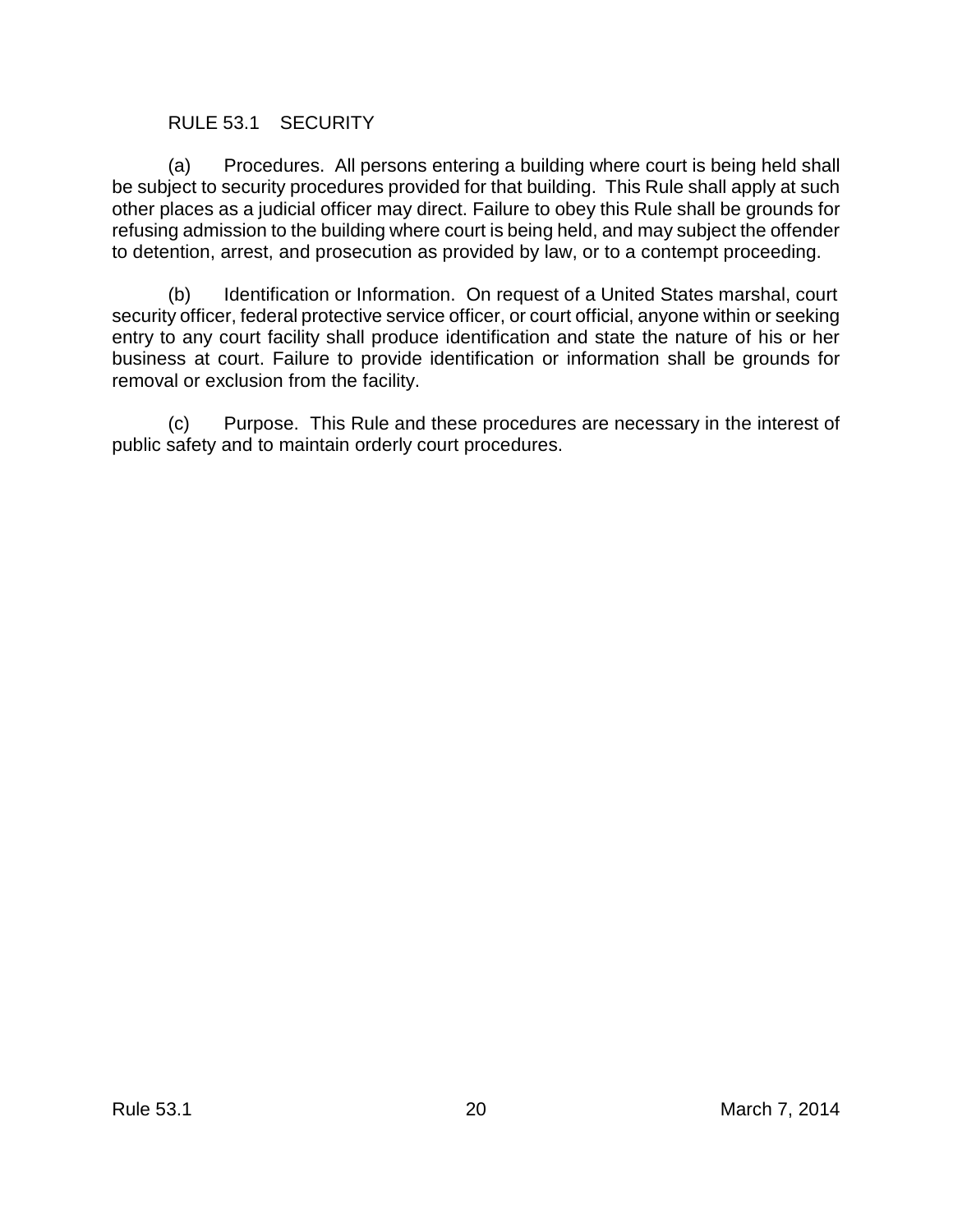## RULE 53.1 SECURITY

(a) Procedures. All persons entering a building where court is being held shall be subject to security procedures provided for that building. This Rule shall apply at such other places as a judicial officer may direct. Failure to obey this Rule shall be grounds for refusing admission to the building where court is being held, and may subject the offender to detention, arrest, and prosecution as provided by law, or to a contempt proceeding.

(b) Identification or Information. On request of a United States marshal, court security officer, federal protective service officer, or court official, anyone within or seeking entry to any court facility shall produce identification and state the nature of his or her business at court. Failure to provide identification or information shall be grounds for removal or exclusion from the facility.

(c) Purpose. This Rule and these procedures are necessary in the interest of public safety and to maintain orderly court procedures.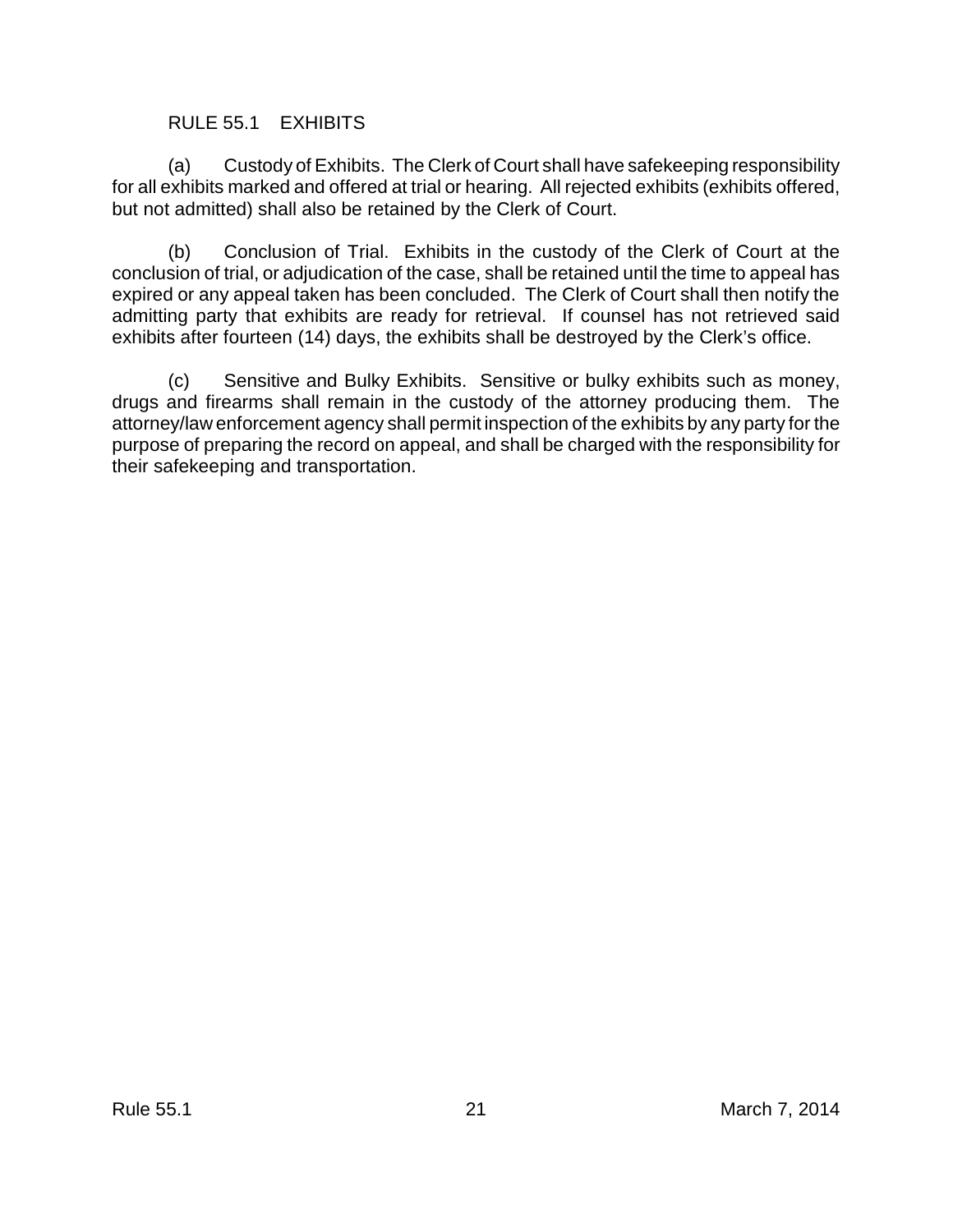## RULE 55.1 EXHIBITS

(a) Custody of Exhibits. The Clerk of Court shall have safekeeping responsibility for all exhibits marked and offered at trial or hearing. All rejected exhibits (exhibits offered, but not admitted) shall also be retained by the Clerk of Court.

(b) Conclusion of Trial. Exhibits in the custody of the Clerk of Court at the conclusion of trial, or adjudication of the case, shall be retained until the time to appeal has expired or any appeal taken has been concluded. The Clerk of Court shall then notify the admitting party that exhibits are ready for retrieval. If counsel has not retrieved said exhibits after fourteen (14) days, the exhibits shall be destroyed by the Clerk's office.

(c) Sensitive and Bulky Exhibits. Sensitive or bulky exhibits such as money, drugs and firearms shall remain in the custody of the attorney producing them. The attorney/law enforcement agency shall permit inspection of the exhibits by any party for the purpose of preparing the record on appeal, and shall be charged with the responsibility for their safekeeping and transportation.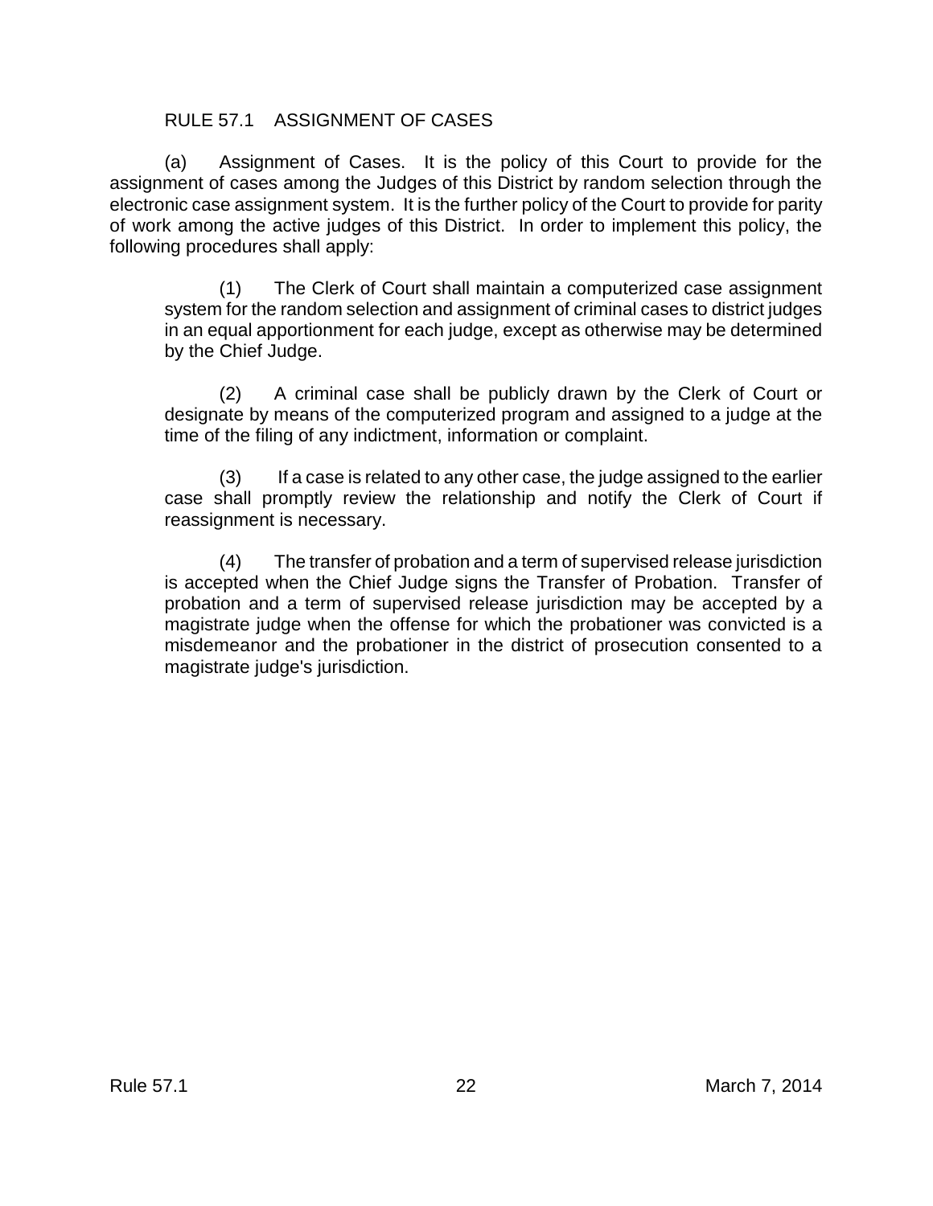## RULE 57.1 ASSIGNMENT OF CASES

(a) Assignment of Cases. It is the policy of this Court to provide for the assignment of cases among the Judges of this District by random selection through the electronic case assignment system. It is the further policy of the Court to provide for parity of work among the active judges of this District. In order to implement this policy, the following procedures shall apply:

(1) The Clerk of Court shall maintain a computerized case assignment system for the random selection and assignment of criminal cases to district judges in an equal apportionment for each judge, except as otherwise may be determined by the Chief Judge.

(2) A criminal case shall be publicly drawn by the Clerk of Court or designate by means of the computerized program and assigned to a judge at the time of the filing of any indictment, information or complaint.

(3) If a case is related to any other case, the judge assigned to the earlier case shall promptly review the relationship and notify the Clerk of Court if reassignment is necessary.

(4) The transfer of probation and a term of supervised release jurisdiction is accepted when the Chief Judge signs the Transfer of Probation. Transfer of probation and a term of supervised release jurisdiction may be accepted by a magistrate judge when the offense for which the probationer was convicted is a misdemeanor and the probationer in the district of prosecution consented to a magistrate judge's jurisdiction.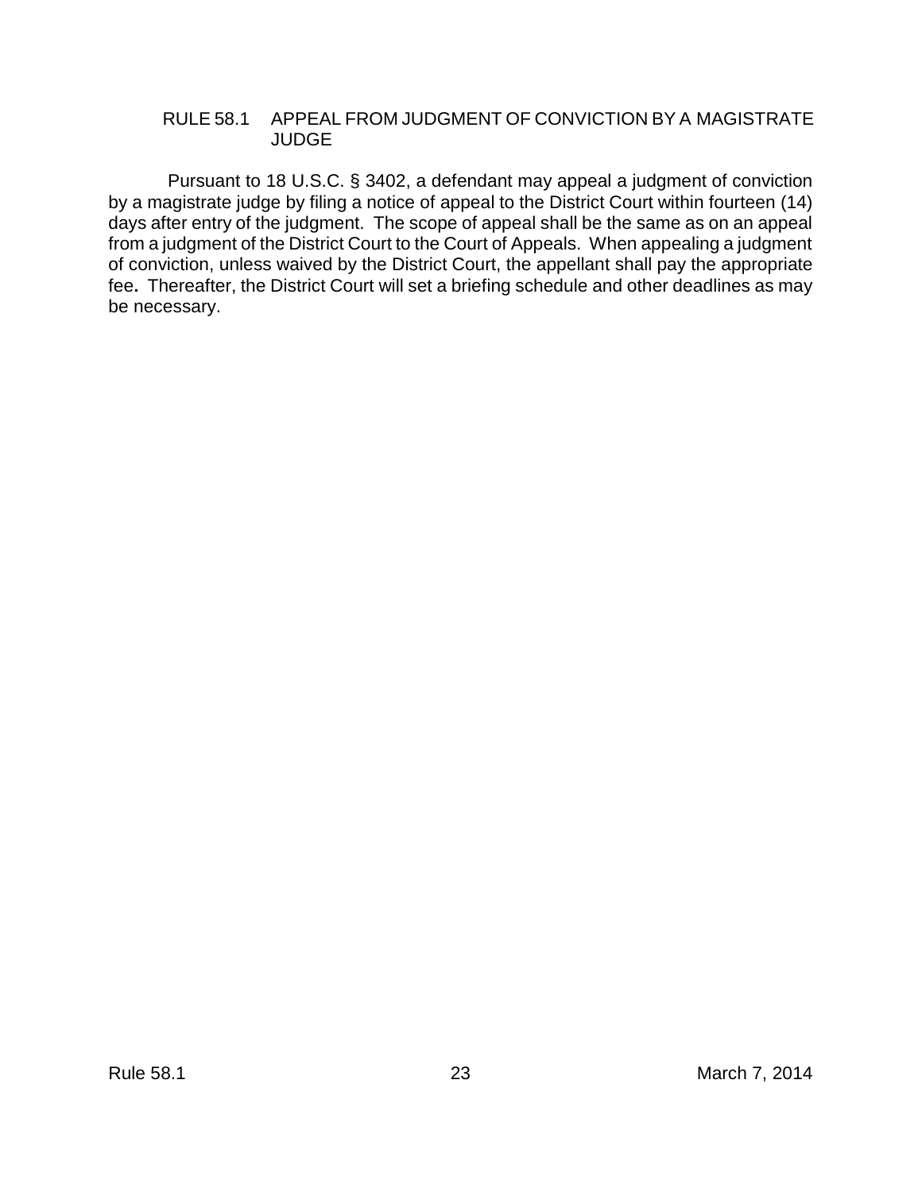## RULE 58.1 APPEAL FROM JUDGMENT OF CONVICTION BY A MAGISTRATE JUDGE

Pursuant to 18 U.S.C. § 3402, a defendant may appeal a judgment of conviction by a magistrate judge by filing a notice of appeal to the District Court within fourteen (14) days after entry of the judgment. The scope of appeal shall be the same as on an appeal from a judgment of the District Court to the Court of Appeals. When appealing a judgment of conviction, unless waived by the District Court, the appellant shall pay the appropriate fee. Thereafter, the District Court will set a briefing schedule and other deadlines as may be necessary.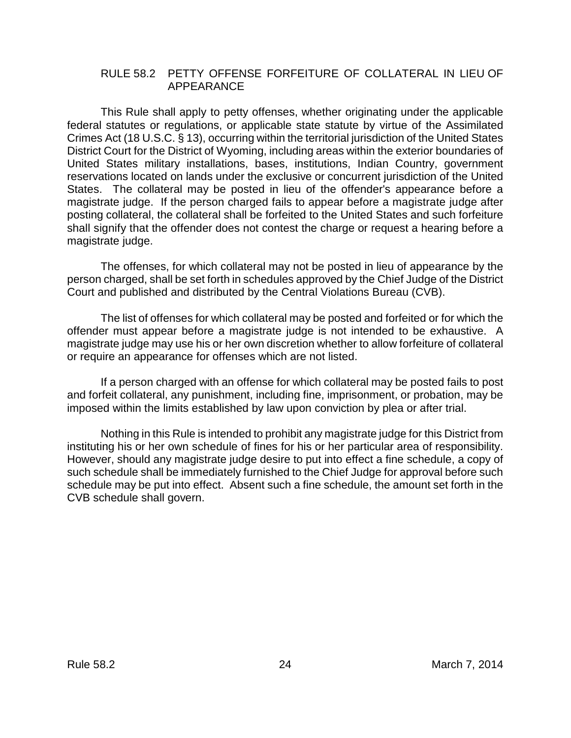## RULE 58.2 PETTY OFFENSE FORFEITURE OF COLLATERAL IN LIEU OF APPEARANCE

This Rule shall apply to petty offenses, whether originating under the applicable federal statutes or regulations, or applicable state statute by virtue of the Assimilated Crimes Act (18 U.S.C. § 13), occurring within the territorial jurisdiction of the United States District Court for the District of Wyoming, including areas within the exterior boundaries of United States military installations, bases, institutions, Indian Country, government reservations located on lands under the exclusive or concurrent jurisdiction of the United States. The collateral may be posted in lieu of the offender's appearance before a magistrate judge. If the person charged fails to appear before a magistrate judge after posting collateral, the collateral shall be forfeited to the United States and such forfeiture shall signify that the offender does not contest the charge or request a hearing before a magistrate judge.

The offenses, for which collateral may not be posted in lieu of appearance by the person charged, shall be set forth in schedules approved by the Chief Judge of the District Court and published and distributed by the Central Violations Bureau (CVB).

The list of offenses for which collateral may be posted and forfeited or for which the offender must appear before a magistrate judge is not intended to be exhaustive. A magistrate judge may use his or her own discretion whether to allow forfeiture of collateral or require an appearance for offenses which are not listed.

If a person charged with an offense for which collateral may be posted fails to post and forfeit collateral, any punishment, including fine, imprisonment, or probation, may be imposed within the limits established by law upon conviction by plea or after trial.

Nothing in this Rule is intended to prohibit any magistrate judge for this District from instituting his or her own schedule of fines for his or her particular area of responsibility. However, should any magistrate judge desire to put into effect a fine schedule, a copy of such schedule shall be immediately furnished to the Chief Judge for approval before such schedule may be put into effect. Absent such a fine schedule, the amount set forth in the CVB schedule shall govern.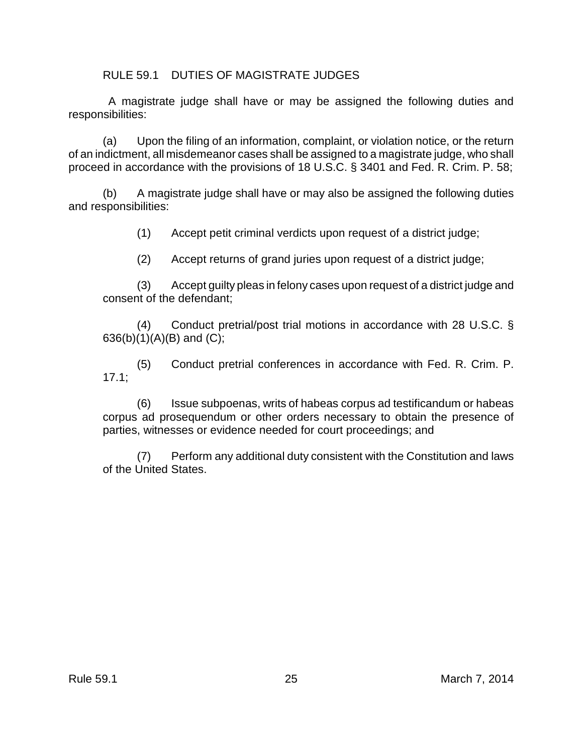## RULE 59.1 DUTIES OF MAGISTRATE JUDGES

A magistrate judge shall have or may be assigned the following duties and responsibilities:

(a) Upon the filing of an information, complaint, or violation notice, or the return of an indictment, all misdemeanor cases shall be assigned to a magistrate judge, who shall proceed in accordance with the provisions of 18 U.S.C. § 3401 and Fed. R. Crim. P. 58;

(b) A magistrate judge shall have or may also be assigned the following duties and responsibilities:

(1) Accept petit criminal verdicts upon request of a district judge;

(2) Accept returns of grand juries upon request of a district judge;

(3) Accept guilty pleas in felony cases upon request of a district judge and consent of the defendant;

(4) Conduct pretrial/post trial motions in accordance with 28 U.S.C. § 636(b)(1)(A)(B) and (C);

(5) Conduct pretrial conferences in accordance with Fed. R. Crim. P. 17.1;

(6) Issue subpoenas, writs of habeas corpus ad testificandum or habeas corpus ad prosequendum or other orders necessary to obtain the presence of parties, witnesses or evidence needed for court proceedings; and

(7) Perform any additional duty consistent with the Constitution and laws of the United States.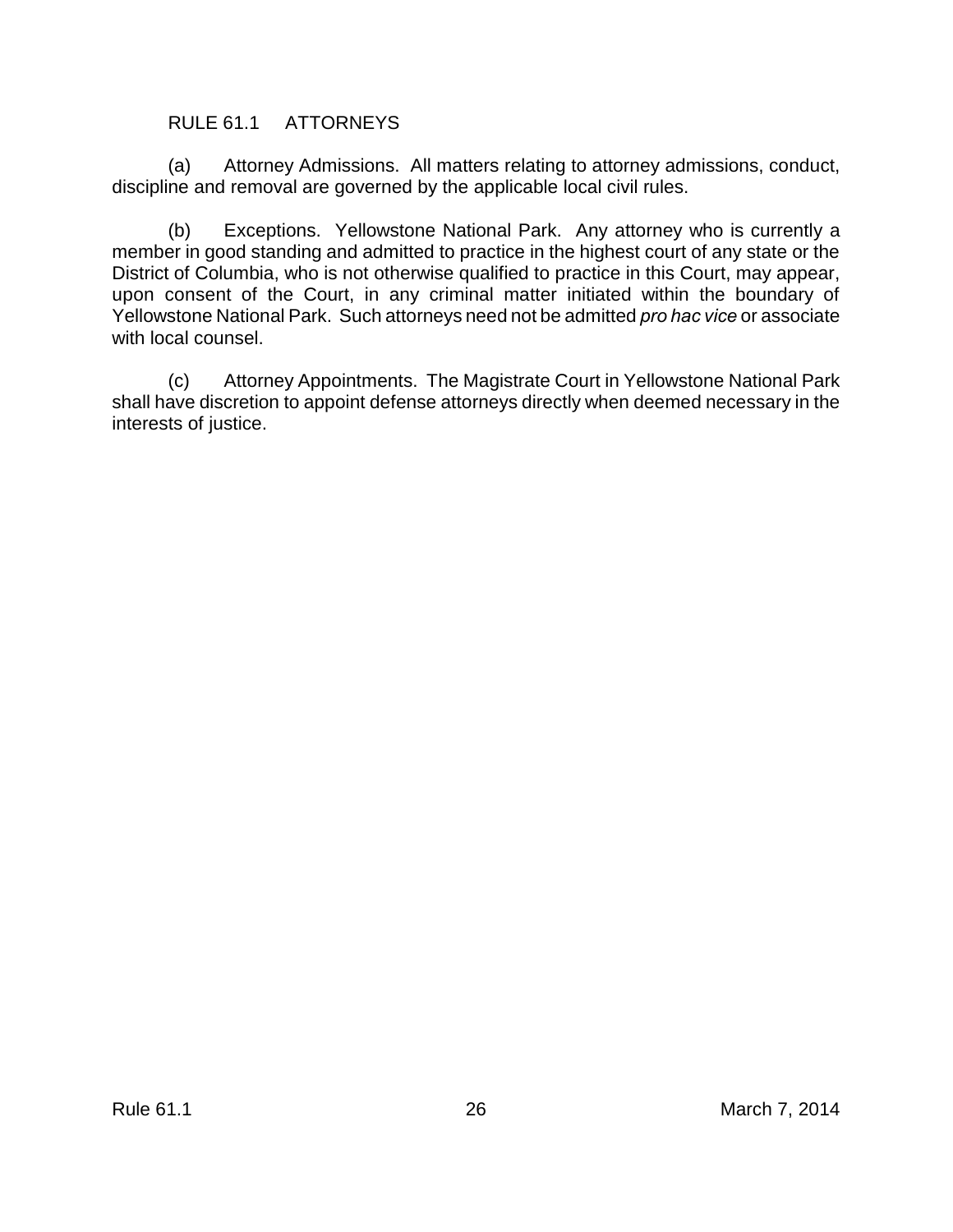## RULE 61.1 ATTORNEYS

(a) Attorney Admissions. All matters relating to attorney admissions, conduct, discipline and removal are governed by the applicable local civil rules.

(b) Exceptions. Yellowstone National Park. Any attorney who is currently a member in good standing and admitted to practice in the highest court of any state or the District of Columbia, who is not otherwise qualified to practice in this Court, may appear, upon consent of the Court, in any criminal matter initiated within the boundary of Yellowstone National Park. Such attorneys need not be admitted *pro hac vice* or associate with local counsel.

(c) Attorney Appointments. The Magistrate Court in Yellowstone National Park shall have discretion to appoint defense attorneys directly when deemed necessary in the interests of justice.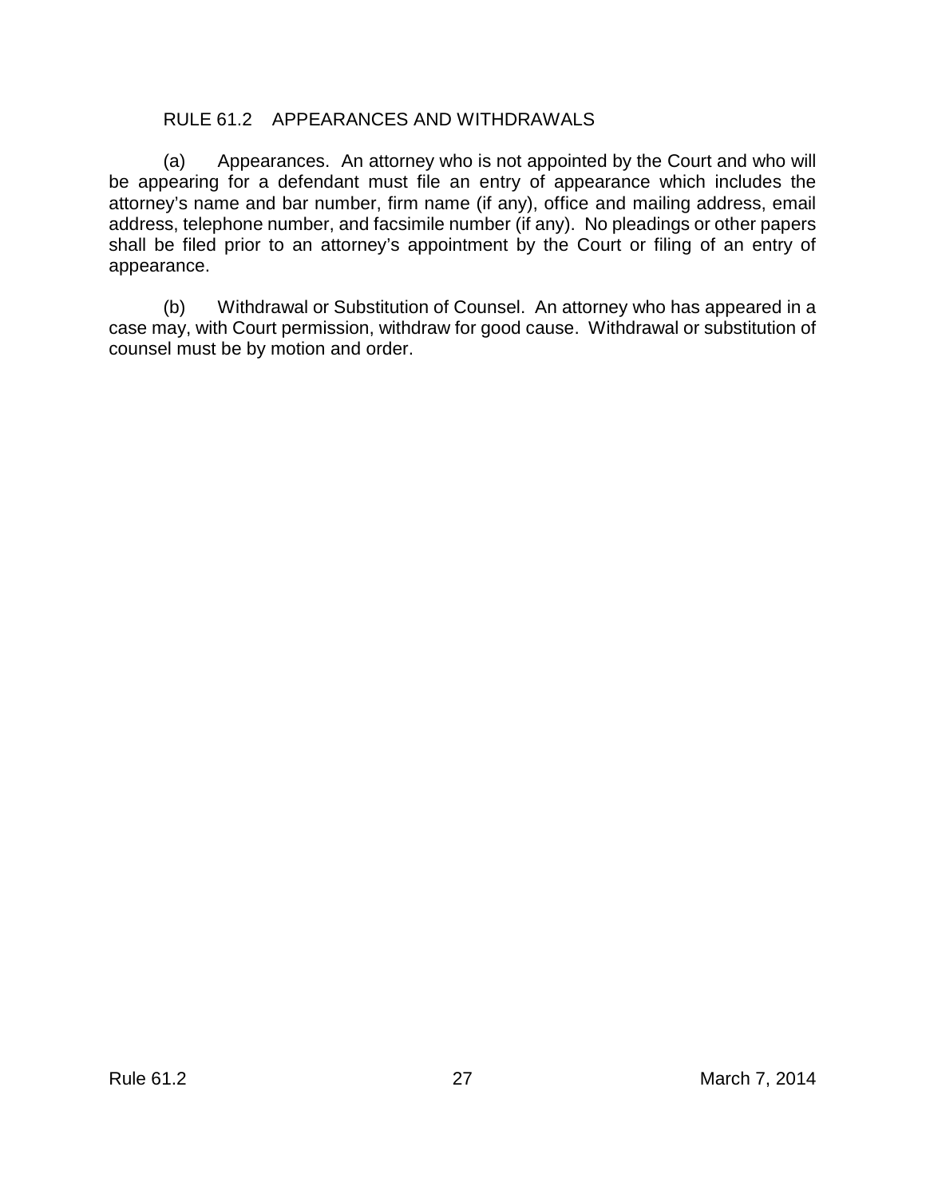## RULE 61.2 APPEARANCES AND WITHDRAWALS

(a) Appearances. An attorney who is not appointed by the Court and who will be appearing for a defendant must file an entry of appearance which includes the attorney's name and bar number, firm name (if any), office and mailing address, email address, telephone number, and facsimile number (if any). No pleadings or other papers shall be filed prior to an attorney's appointment by the Court or filing of an entry of appearance.

(b) Withdrawal or Substitution of Counsel. An attorney who has appeared in a case may, with Court permission, withdraw for good cause. Withdrawal or substitution of counsel must be by motion and order.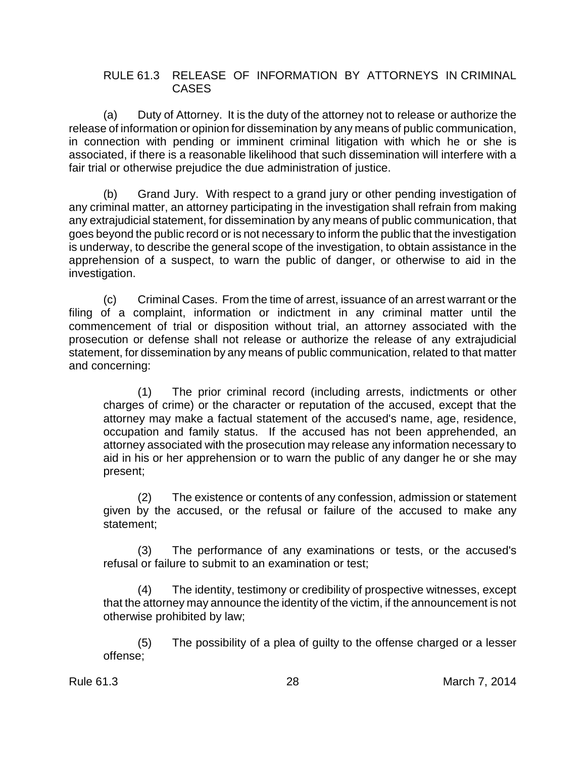## RULE 61.3 RELEASE OF INFORMATION BY ATTORNEYS IN CRIMINAL CASES

(a) Duty of Attorney. It is the duty of the attorney not to release or authorize the release of information or opinion for dissemination by any means of public communication, in connection with pending or imminent criminal litigation with which he or she is associated, if there is a reasonable likelihood that such dissemination will interfere with a fair trial or otherwise prejudice the due administration of justice.

(b) Grand Jury. With respect to a grand jury or other pending investigation of any criminal matter, an attorney participating in the investigation shall refrain from making any extrajudicial statement, for dissemination by any means of public communication, that goes beyond the public record or is not necessary to inform the public that the investigation is underway, to describe the general scope of the investigation, to obtain assistance in the apprehension of a suspect, to warn the public of danger, or otherwise to aid in the investigation.

(c) Criminal Cases. From the time of arrest, issuance of an arrest warrant or the filing of a complaint, information or indictment in any criminal matter until the commencement of trial or disposition without trial, an attorney associated with the prosecution or defense shall not release or authorize the release of any extrajudicial statement, for dissemination by any means of public communication, related to that matter and concerning:

> (1) The prior criminal record (including arrests, indictments or other charges of crime) or the character or reputation of the accused, except that the attorney may make a factual statement of the accused's name, age, residence, occupation and family status. If the accused has not been apprehended, an attorney associated with the prosecution may release any information necessary to aid in his or her apprehension or to warn the public of any danger he or she may present;
>
> (2) The existence or contents of any confession, admission or statement given by the accused, or the refusal or failure of the accused to make any statement;
>
> (3) The performance of any examinations or tests, or the accused's refusal or failure to submit to an examination or test;
>
> (4) The identity, testimony or credibility of prospective witnesses, except that the attorney may announce the identity of the victim, if the announcement is not otherwise prohibited by law;
>
> (5) The possibility of a plea of guilty to the offense charged or a lesser offense;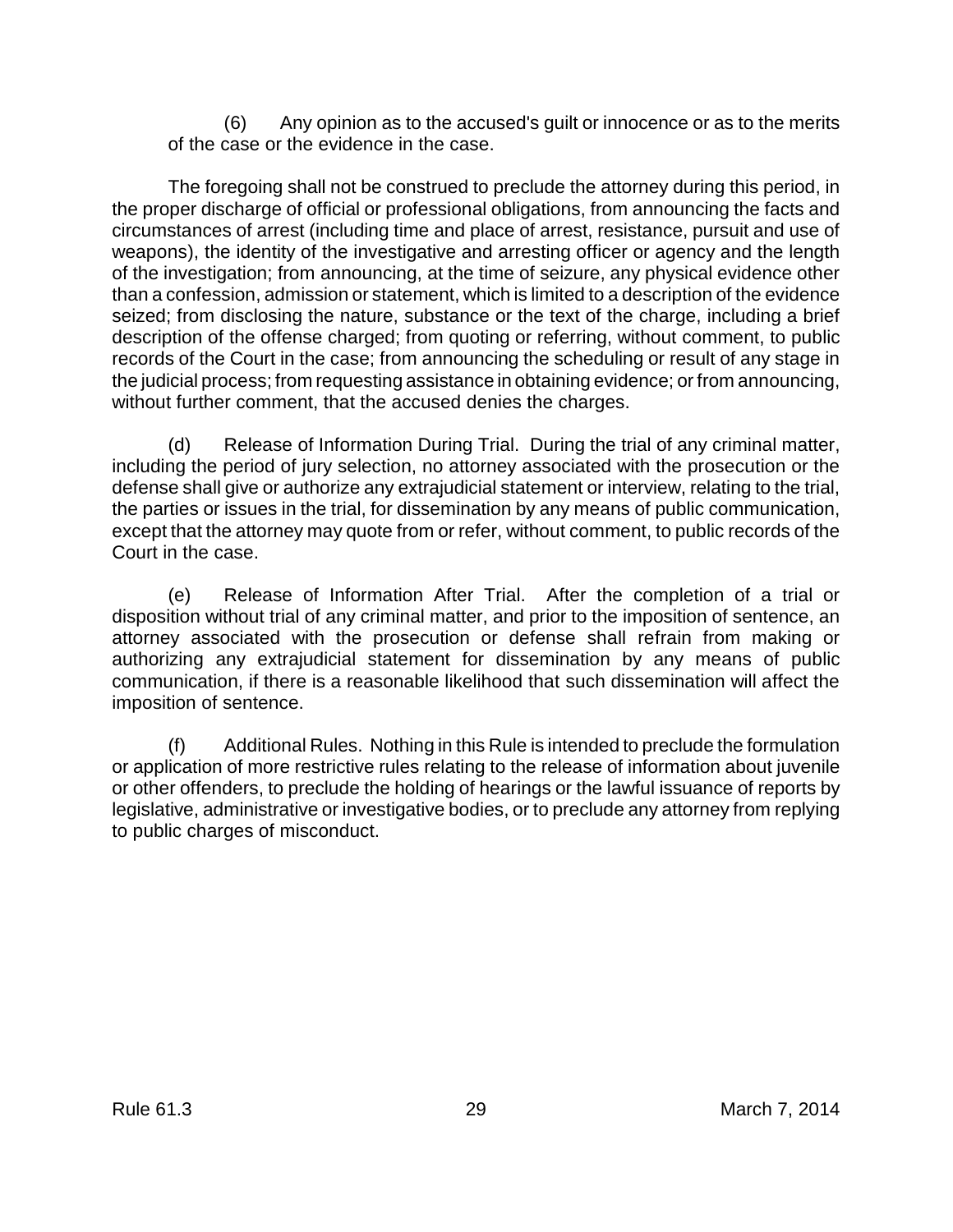(6) Any opinion as to the accused's guilt or innocence or as to the merits of the case or the evidence in the case.

The foregoing shall not be construed to preclude the attorney during this period, in the proper discharge of official or professional obligations, from announcing the facts and circumstances of arrest (including time and place of arrest, resistance, pursuit and use of weapons), the identity of the investigative and arresting officer or agency and the length of the investigation; from announcing, at the time of seizure, any physical evidence other than a confession, admission or statement, which is limited to a description of the evidence seized; from disclosing the nature, substance or the text of the charge, including a brief description of the offense charged; from quoting or referring, without comment, to public records of the Court in the case; from announcing the scheduling or result of any stage in the judicial process; from requesting assistance in obtaining evidence; or from announcing, without further comment, that the accused denies the charges.

(d) Release of Information During Trial. During the trial of any criminal matter, including the period of jury selection, no attorney associated with the prosecution or the defense shall give or authorize any extrajudicial statement or interview, relating to the trial, the parties or issues in the trial, for dissemination by any means of public communication, except that the attorney may quote from or refer, without comment, to public records of the Court in the case.

(e) Release of Information After Trial. After the completion of a trial or disposition without trial of any criminal matter, and prior to the imposition of sentence, an attorney associated with the prosecution or defense shall refrain from making or authorizing any extrajudicial statement for dissemination by any means of public communication, if there is a reasonable likelihood that such dissemination will affect the imposition of sentence.

(f) Additional Rules. Nothing in this Rule is intended to preclude the formulation or application of more restrictive rules relating to the release of information about juvenile or other offenders, to preclude the holding of hearings or the lawful issuance of reports by legislative, administrative or investigative bodies, or to preclude any attorney from replying to public charges of misconduct.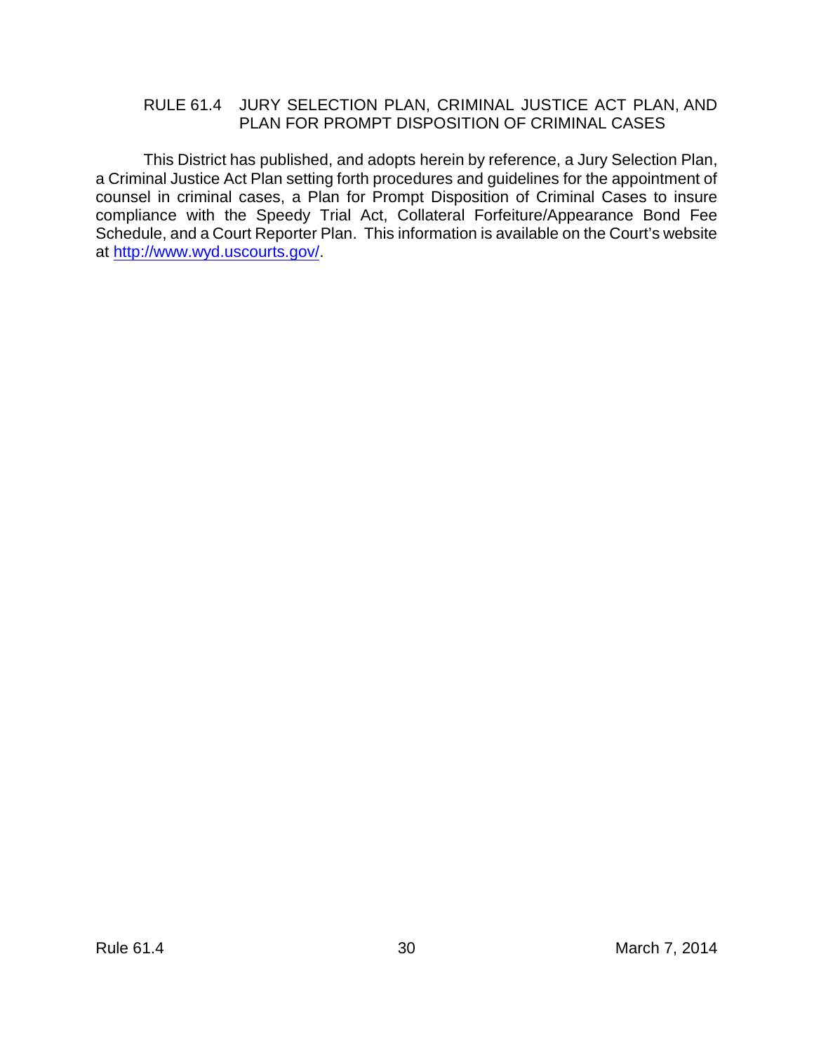## RULE 61.4 JURY SELECTION PLAN, CRIMINAL JUSTICE ACT PLAN, AND PLAN FOR PROMPT DISPOSITION OF CRIMINAL CASES

This District has published, and adopts herein by reference, a Jury Selection Plan, a Criminal Justice Act Plan setting forth procedures and guidelines for the appointment of counsel in criminal cases, a Plan for Prompt Disposition of Criminal Cases to insure compliance with the Speedy Trial Act, Collateral Forfeiture/Appearance Bond Fee Schedule, and a Court Reporter Plan. This information is available on the Court's website at http://www.wyd.uscourts.gov/.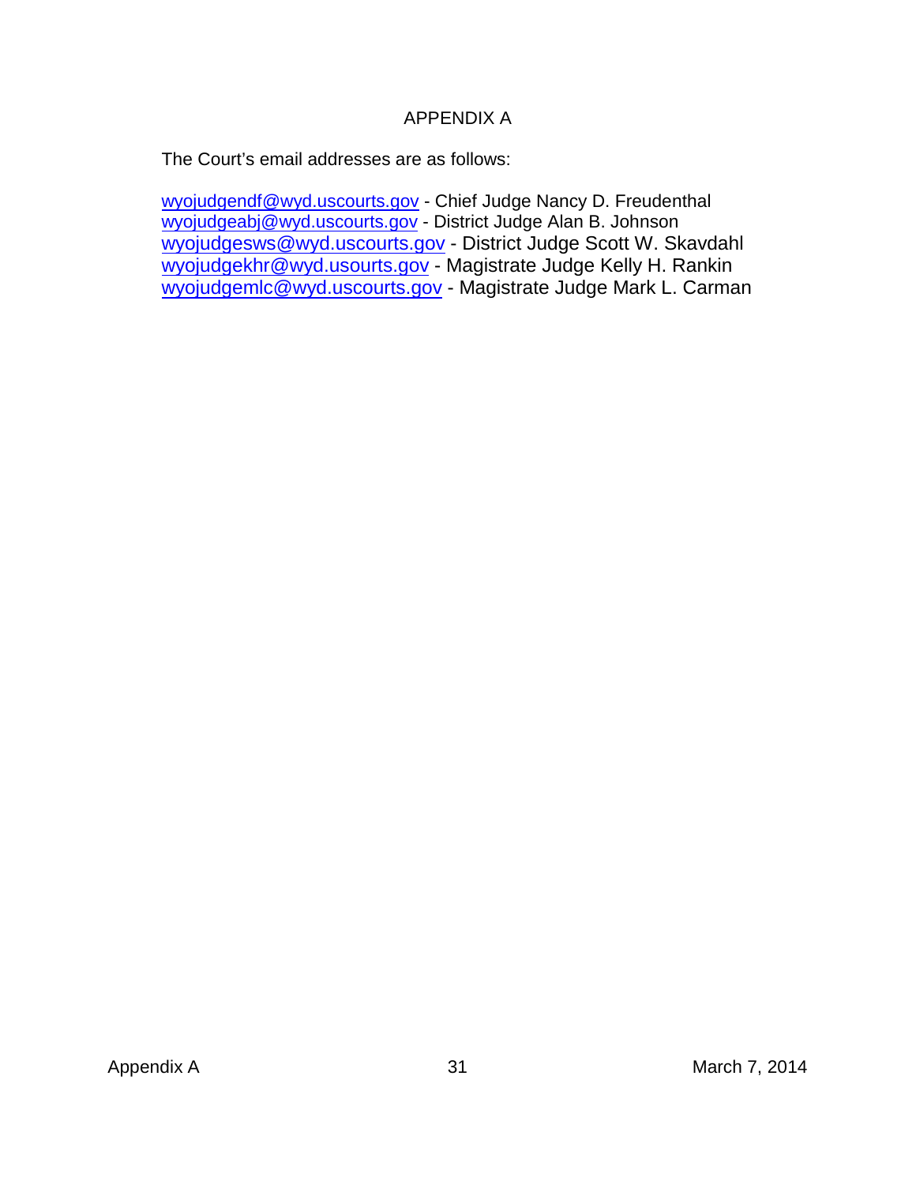# APPENDIX A

The Court's email addresses are as follows:

wyojudgendf@wyd.uscourts.gov - Chief Judge Nancy D. Freudenthal
wyojudgeabj@wyd.uscourts.gov - District Judge Alan B. Johnson
wyojudgesws@wyd.uscourts.gov - District Judge Scott W. Skavdahl
wyojudgekhr@wyd.usourts.gov - Magistrate Judge Kelly H. Rankin
wyojudgemlc@wyd.uscourts.gov - Magistrate Judge Mark L. Carman